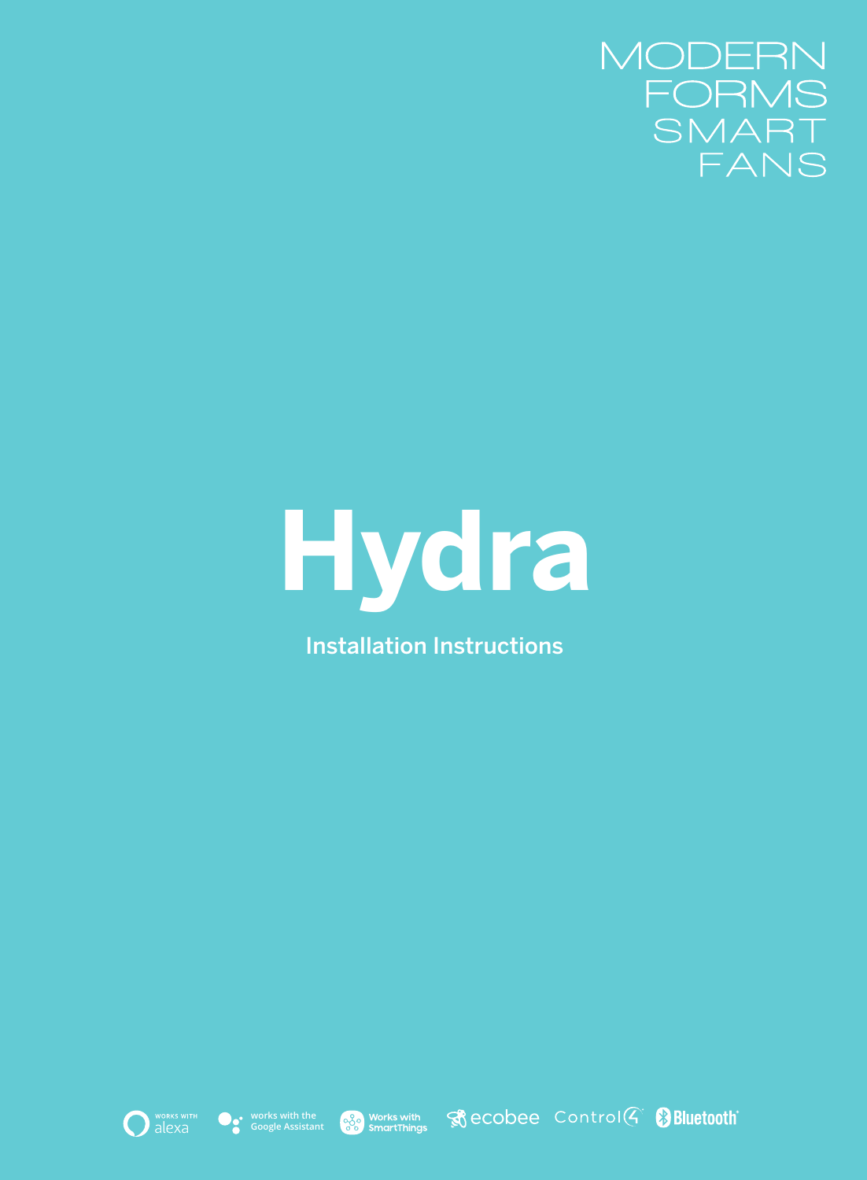MODERN
FORMS
SMART
FANS

# Hydra

Installation Instructions

WORKS WITH alexa · works with the Google Assistant · Works with SmartThings · ecobee · Control4 · Bluetooth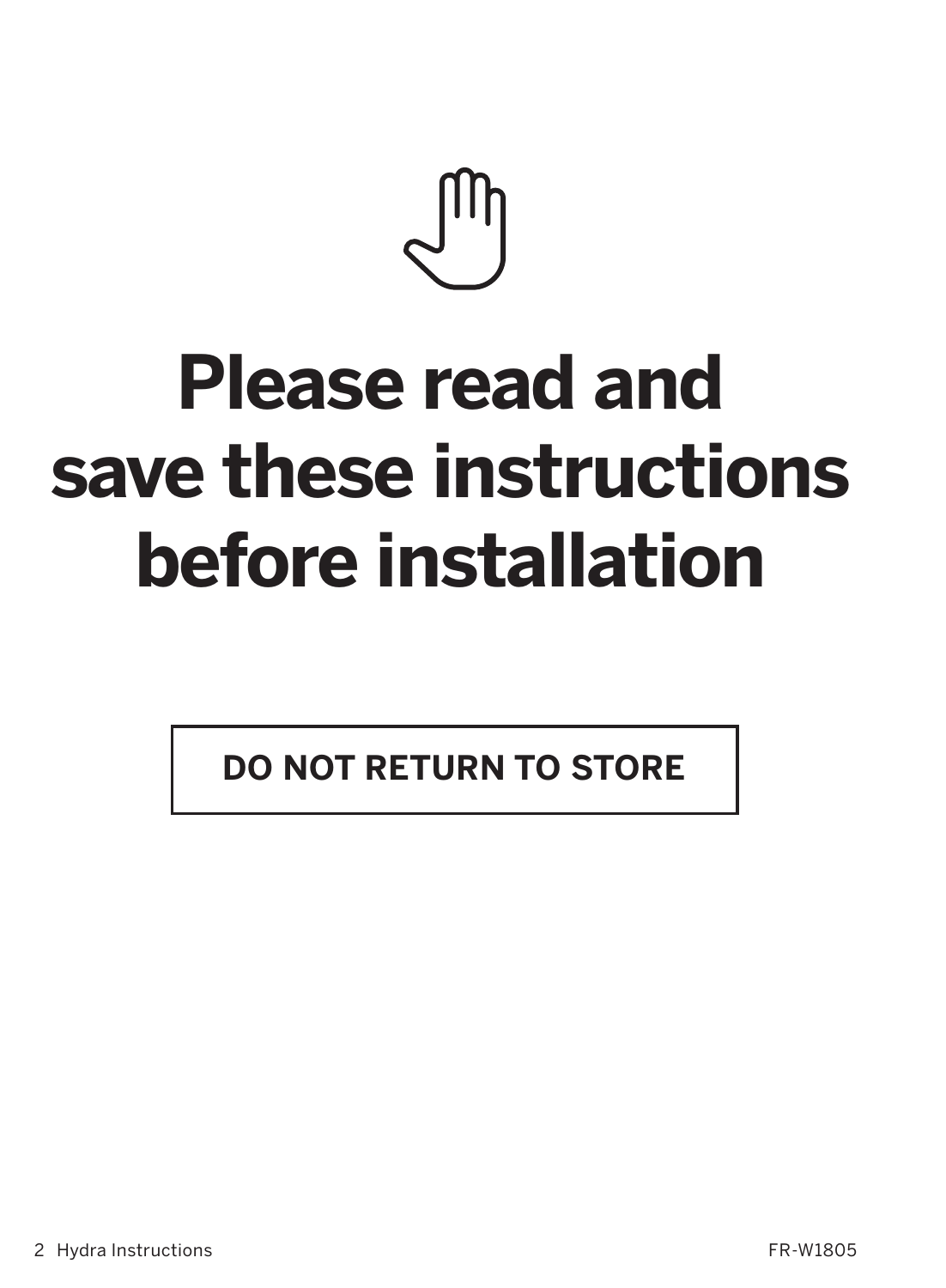# Please read and save these instructions before installation

**DO NOT RETURN TO STORE**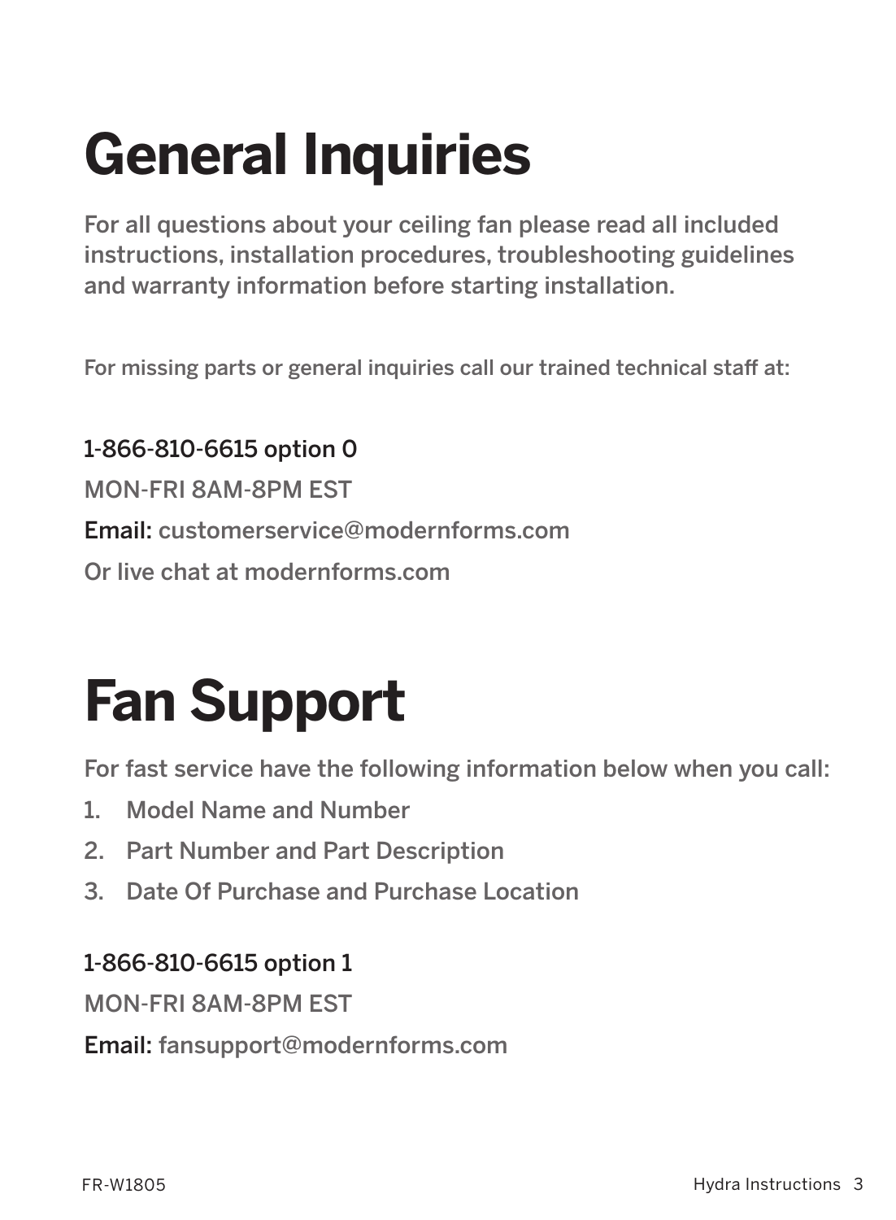# General Inquiries

For all questions about your ceiling fan please read all included instructions, installation procedures, troubleshooting guidelines and warranty information before starting installation.

For missing parts or general inquiries call our trained technical staff at:

1-866-810-6615 option 0

MON-FRI 8AM-8PM EST

**Email:** customerservice@modernforms.com

Or live chat at modernforms.com

# Fan Support

For fast service have the following information below when you call:

1. Model Name and Number
2. Part Number and Part Description
3. Date Of Purchase and Purchase Location

1-866-810-6615 option 1

MON-FRI 8AM-8PM EST

**Email:** fansupport@modernforms.com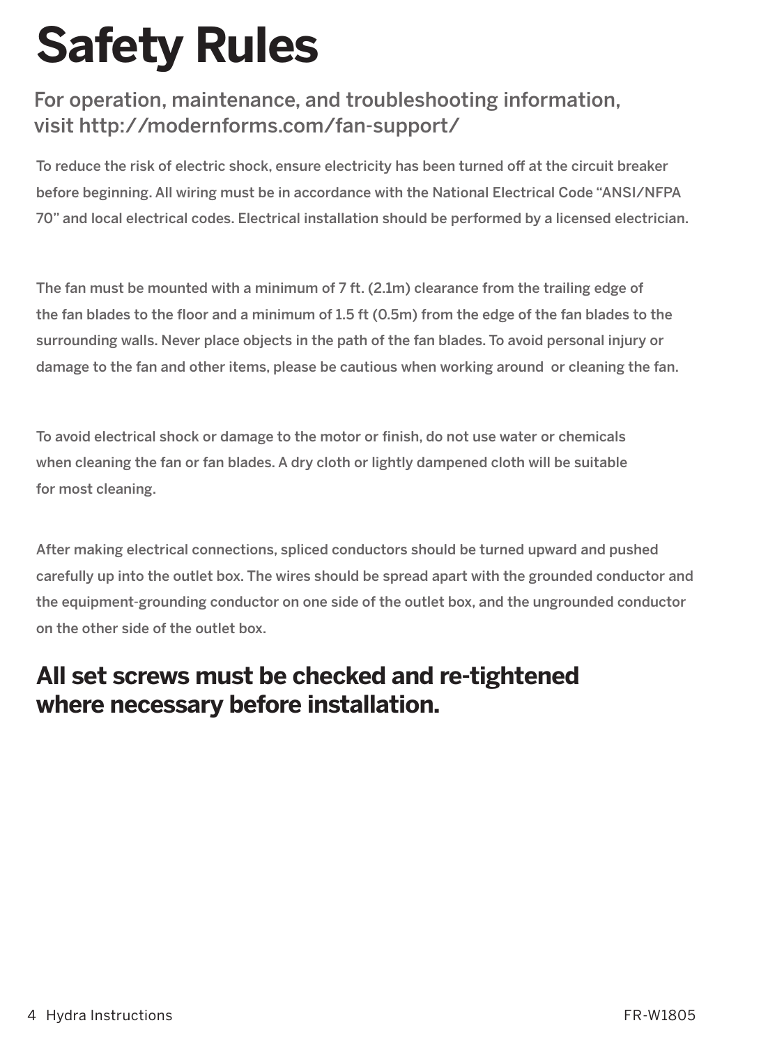# Safety Rules

## For operation, maintenance, and troubleshooting information, visit http://modernforms.com/fan-support/

To reduce the risk of electric shock, ensure electricity has been turned off at the circuit breaker before beginning. All wiring must be in accordance with the National Electrical Code "ANSI/NFPA 70" and local electrical codes. Electrical installation should be performed by a licensed electrician.

The fan must be mounted with a minimum of 7 ft. (2.1m) clearance from the trailing edge of the fan blades to the floor and a minimum of 1.5 ft (0.5m) from the edge of the fan blades to the surrounding walls. Never place objects in the path of the fan blades. To avoid personal injury or damage to the fan and other items, please be cautious when working around or cleaning the fan.

To avoid electrical shock or damage to the motor or finish, do not use water or chemicals when cleaning the fan or fan blades. A dry cloth or lightly dampened cloth will be suitable for most cleaning.

After making electrical connections, spliced conductors should be turned upward and pushed carefully up into the outlet box. The wires should be spread apart with the grounded conductor and the equipment-grounding conductor on one side of the outlet box, and the ungrounded conductor on the other side of the outlet box.

## All set screws must be checked and re-tightened where necessary before installation.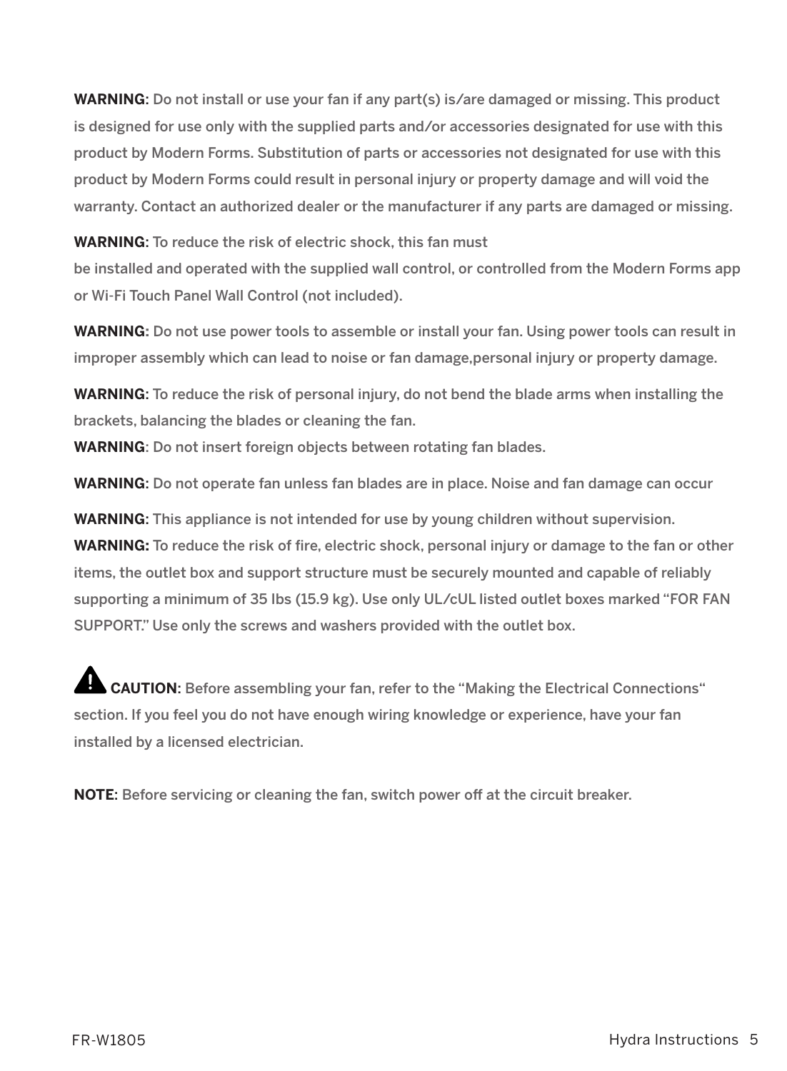**WARNING**: Do not install or use your fan if any part(s) is/are damaged or missing. This product is designed for use only with the supplied parts and/or accessories designated for use with this product by Modern Forms. Substitution of parts or accessories not designated for use with this product by Modern Forms could result in personal injury or property damage and will void the warranty. Contact an authorized dealer or the manufacturer if any parts are damaged or missing.

**WARNING**: To reduce the risk of electric shock, this fan must be installed and operated with the supplied wall control, or controlled from the Modern Forms app or Wi-Fi Touch Panel Wall Control (not included).

**WARNING**: Do not use power tools to assemble or install your fan. Using power tools can result in improper assembly which can lead to noise or fan damage,personal injury or property damage.

**WARNING**: To reduce the risk of personal injury, do not bend the blade arms when installing the brackets, balancing the blades or cleaning the fan.

**WARNING**: Do not insert foreign objects between rotating fan blades.

**WARNING**: Do not operate fan unless fan blades are in place. Noise and fan damage can occur

**WARNING**: This appliance is not intended for use by young children without supervision.

**WARNING:** To reduce the risk of fire, electric shock, personal injury or damage to the fan or other items, the outlet box and support structure must be securely mounted and capable of reliably supporting a minimum of 35 lbs (15.9 kg). Use only UL/cUL listed outlet boxes marked "FOR FAN SUPPORT." Use only the screws and washers provided with the outlet box.

**CAUTION**: Before assembling your fan, refer to the "Making the Electrical Connections" section. If you feel you do not have enough wiring knowledge or experience, have your fan installed by a licensed electrician.

**NOTE**: Before servicing or cleaning the fan, switch power off at the circuit breaker.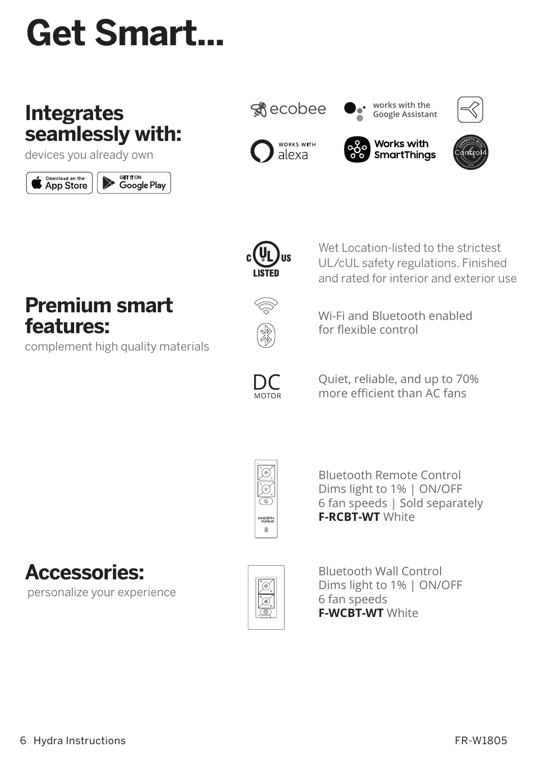# Get Smart...

## Integrates seamlessly with:

devices you already own

Download on the App Store

GET IT ON Google Play

ecobee

works with the Google Assistant

WORKS WITH alexa

Works with SmartThings

Connects with Control4

## Premium smart features:

complement high quality materials

c UL us LISTED

Wet Location-listed to the strictest UL/cUL safety regulations. Finished and rated for interior and exterior use

Wi-Fi and Bluetooth enabled for flexible control

DC MOTOR

Quiet, reliable, and up to 70% more efficient than AC fans

## Accessories:

personalize your experience

Bluetooth Remote Control
Dims light to 1% | ON/OFF
6 fan speeds | Sold separately
**F-RCBT-WT** White

Bluetooth Wall Control
Dims light to 1% | ON/OFF
6 fan speeds
**F-WCBT-WT** White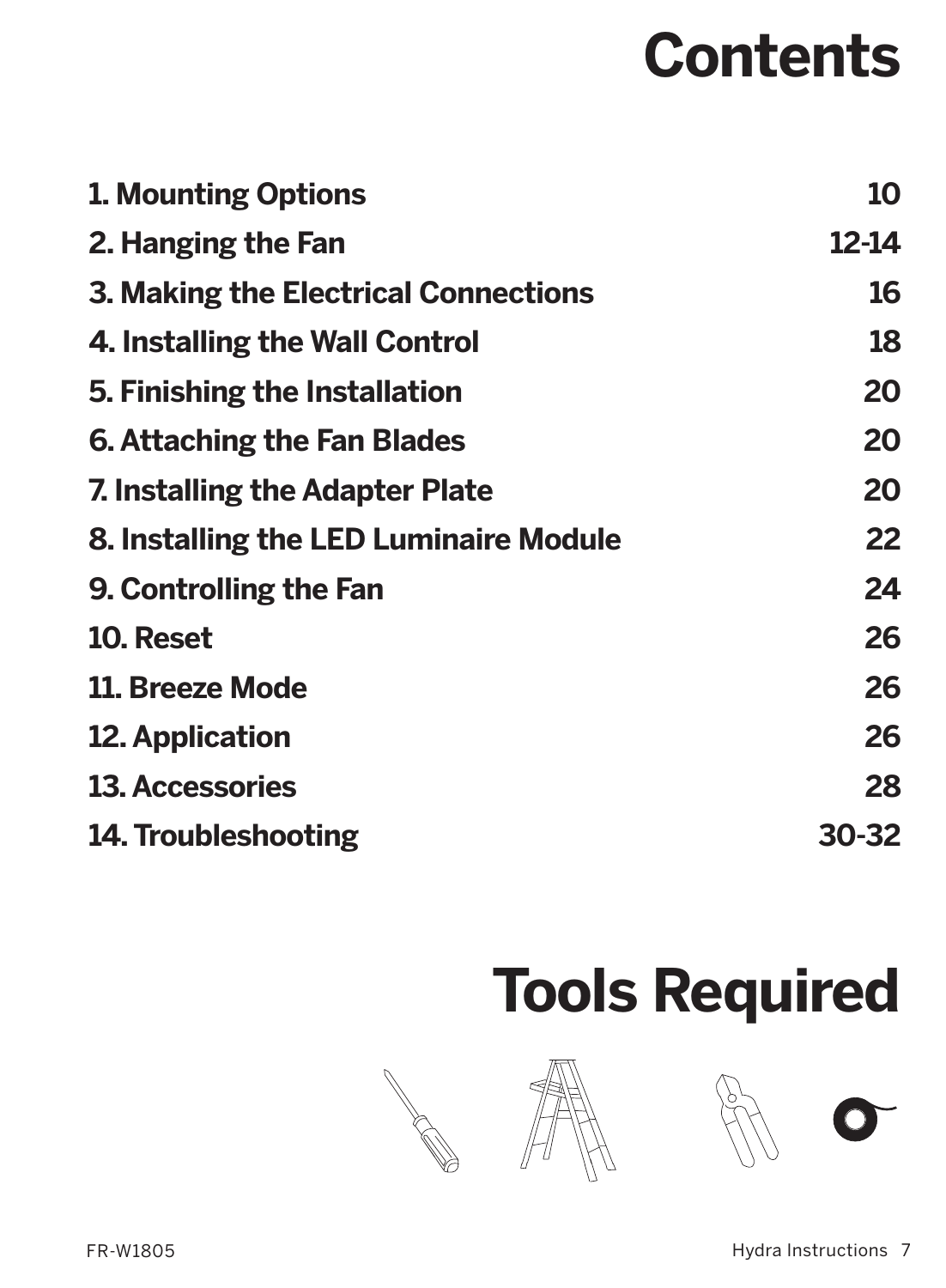# Contents

| | |
|---|---|
| **1. Mounting Options** | **10** |
| **2. Hanging the Fan** | **12-14** |
| **3. Making the Electrical Connections** | **16** |
| **4. Installing the Wall Control** | **18** |
| **5. Finishing the Installation** | **20** |
| **6. Attaching the Fan Blades** | **20** |
| **7. Installing the Adapter Plate** | **20** |
| **8. Installing the LED Luminaire Module** | **22** |
| **9. Controlling the Fan** | **24** |
| **10. Reset** | **26** |
| **11. Breeze Mode** | **26** |
| **12. Application** | **26** |
| **13. Accessories** | **28** |
| **14. Troubleshooting** | **30-32** |

# Tools Required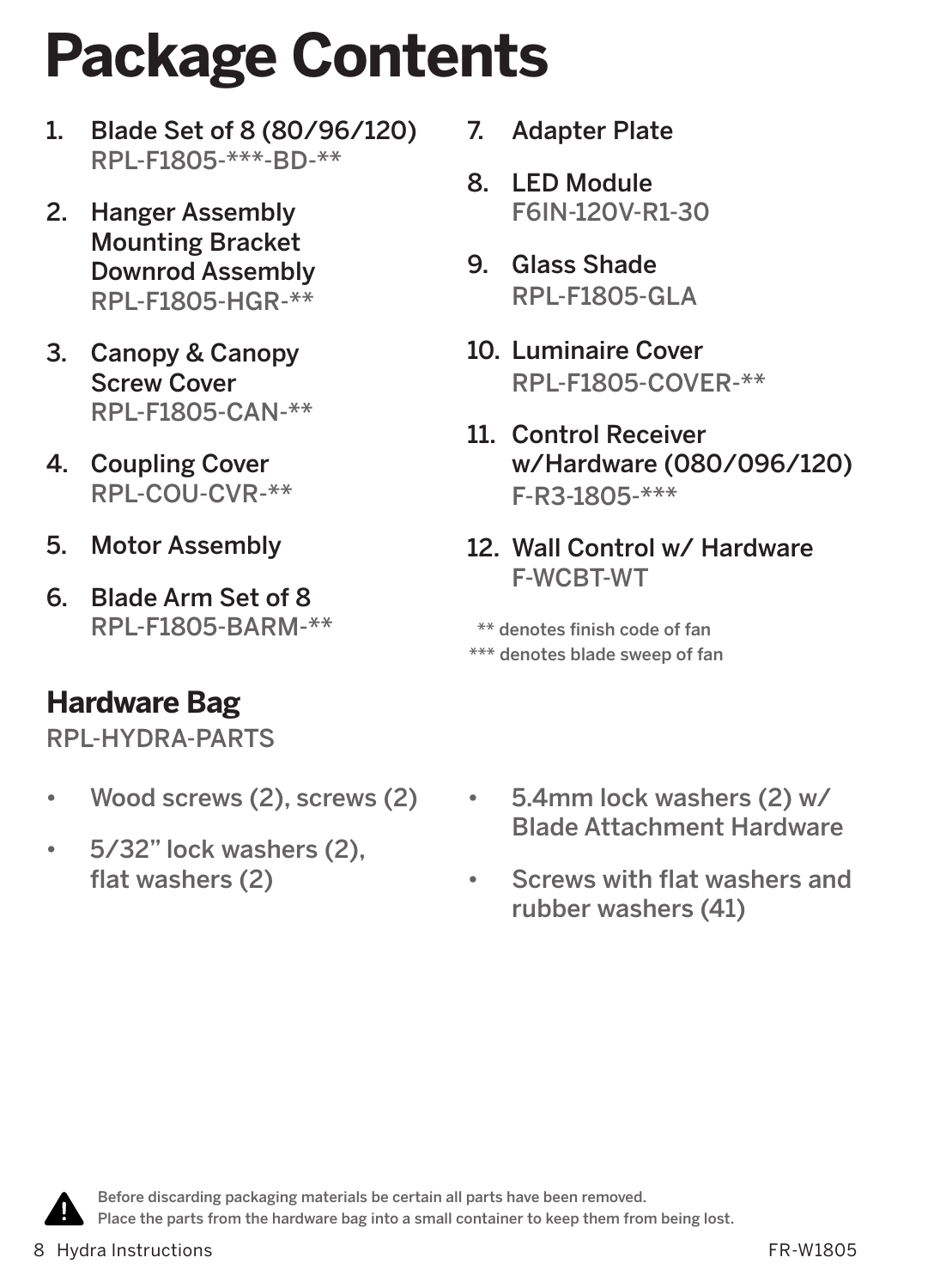# Package Contents

1. Blade Set of 8 (80/96/120)
   RPL-F1805-***-BD-**
2. Hanger Assembly
   Mounting Bracket
   Downrod Assembly
   RPL-F1805-HGR-**
3. Canopy & Canopy Screw Cover
   RPL-F1805-CAN-**
4. Coupling Cover
   RPL-COU-CVR-**
5. Motor Assembly
6. Blade Arm Set of 8
   RPL-F1805-BARM-**
7. Adapter Plate
8. LED Module
   F6IN-120V-R1-30
9. Glass Shade
   RPL-F1805-GLA
10. Luminaire Cover
    RPL-F1805-COVER-**
11. Control Receiver w/Hardware (080/096/120)
    F-R3-1805-***
12. Wall Control w/ Hardware
    F-WCBT-WT

** denotes finish code of fan
*** denotes blade sweep of fan

## Hardware Bag

RPL-HYDRA-PARTS

- Wood screws (2), screws (2)
- 5/32" lock washers (2), flat washers (2)
- 5.4mm lock washers (2) w/ Blade Attachment Hardware
- Screws with flat washers and rubber washers (41)

Before discarding packaging materials be certain all parts have been removed.
Place the parts from the hardware bag into a small container to keep them from being lost.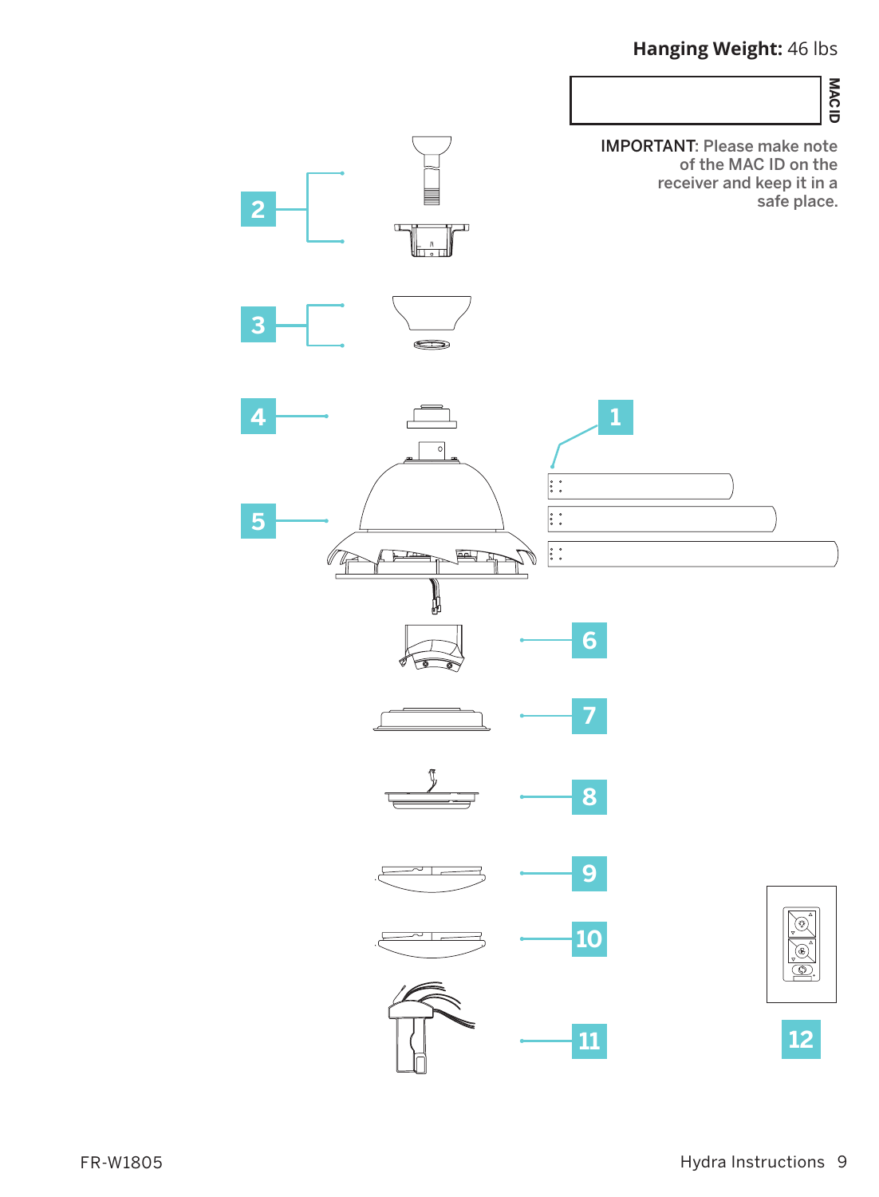**Hanging Weight:** 46 lbs

MAC ID

IMPORTANT: Please make note of the MAC ID on the receiver and keep it in a safe place.

2

3

4

1

5

6

7

8

9

10

11

12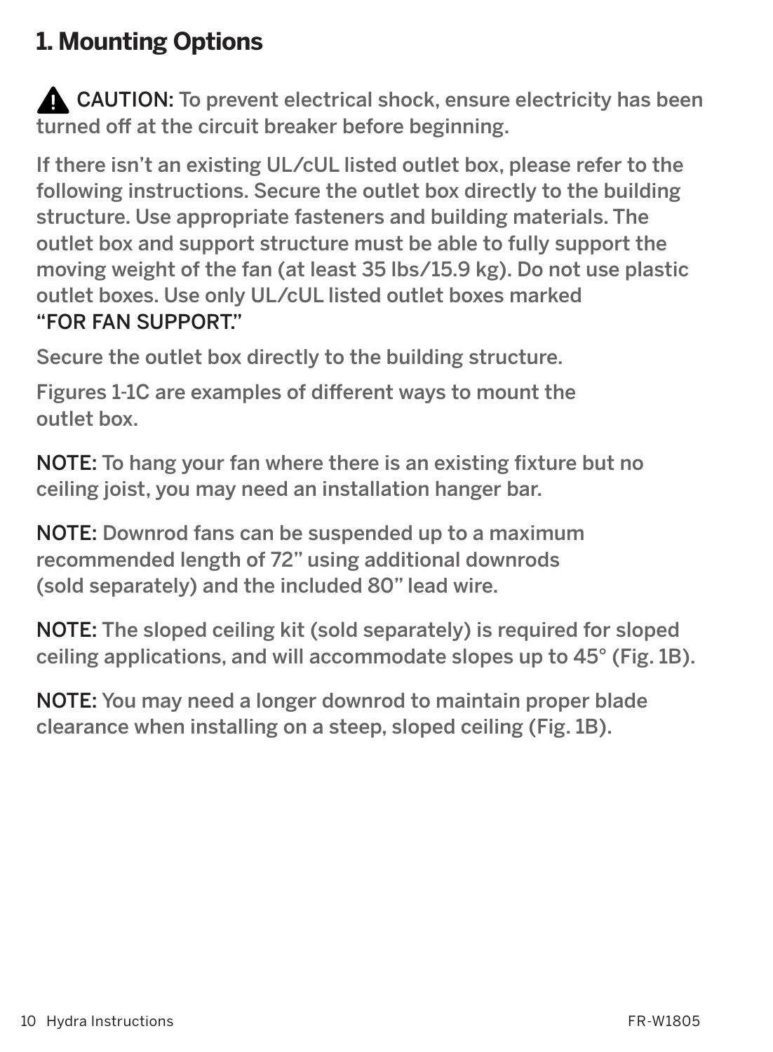# 1. Mounting Options

⚠ **CAUTION:** To prevent electrical shock, ensure electricity has been turned off at the circuit breaker before beginning.

If there isn't an existing UL/cUL listed outlet box, please refer to the following instructions. Secure the outlet box directly to the building structure. Use appropriate fasteners and building materials. The outlet box and support structure must be able to fully support the moving weight of the fan (at least 35 lbs/15.9 kg). Do not use plastic outlet boxes. Use only UL/cUL listed outlet boxes marked **"FOR FAN SUPPORT."**

Secure the outlet box directly to the building structure.

Figures 1-1C are examples of different ways to mount the outlet box.

**NOTE:** To hang your fan where there is an existing fixture but no ceiling joist, you may need an installation hanger bar.

**NOTE:** Downrod fans can be suspended up to a maximum recommended length of 72" using additional downrods (sold separately) and the included 80" lead wire.

**NOTE:** The sloped ceiling kit (sold separately) is required for sloped ceiling applications, and will accommodate slopes up to 45° (Fig. 1B).

**NOTE:** You may need a longer downrod to maintain proper blade clearance when installing on a steep, sloped ceiling (Fig. 1B).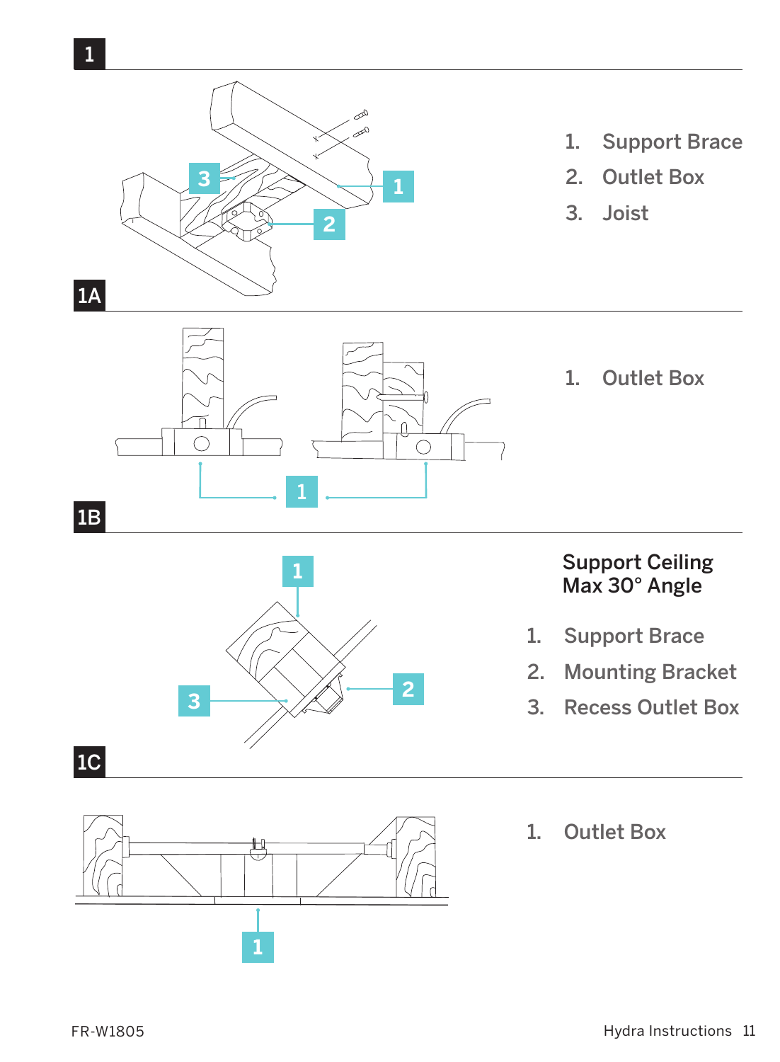## 1

1. Support Brace
2. Outlet Box
3. Joist

## 1A

1. Outlet Box

## 1B

**Support Ceiling Max 30° Angle**

1. Support Brace
2. Mounting Bracket
3. Recess Outlet Box

## 1C

1. Outlet Box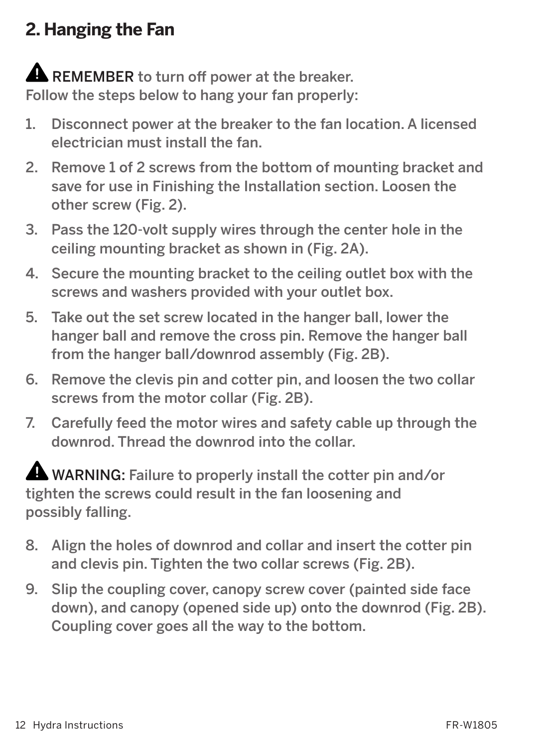## 2. Hanging the Fan

⚠ REMEMBER to turn off power at the breaker.
Follow the steps below to hang your fan properly:

1. Disconnect power at the breaker to the fan location. A licensed electrician must install the fan.
2. Remove 1 of 2 screws from the bottom of mounting bracket and save for use in Finishing the Installation section. Loosen the other screw (Fig. 2).
3. Pass the 120-volt supply wires through the center hole in the ceiling mounting bracket as shown in (Fig. 2A).
4. Secure the mounting bracket to the ceiling outlet box with the screws and washers provided with your outlet box.
5. Take out the set screw located in the hanger ball, lower the hanger ball and remove the cross pin. Remove the hanger ball from the hanger ball/downrod assembly (Fig. 2B).
6. Remove the clevis pin and cotter pin, and loosen the two collar screws from the motor collar (Fig. 2B).
7. Carefully feed the motor wires and safety cable up through the downrod. Thread the downrod into the collar.

⚠ WARNING: Failure to properly install the cotter pin and/or tighten the screws could result in the fan loosening and possibly falling.

8. Align the holes of downrod and collar and insert the cotter pin and clevis pin. Tighten the two collar screws (Fig. 2B).
9. Slip the coupling cover, canopy screw cover (painted side face down), and canopy (opened side up) onto the downrod (Fig. 2B). Coupling cover goes all the way to the bottom.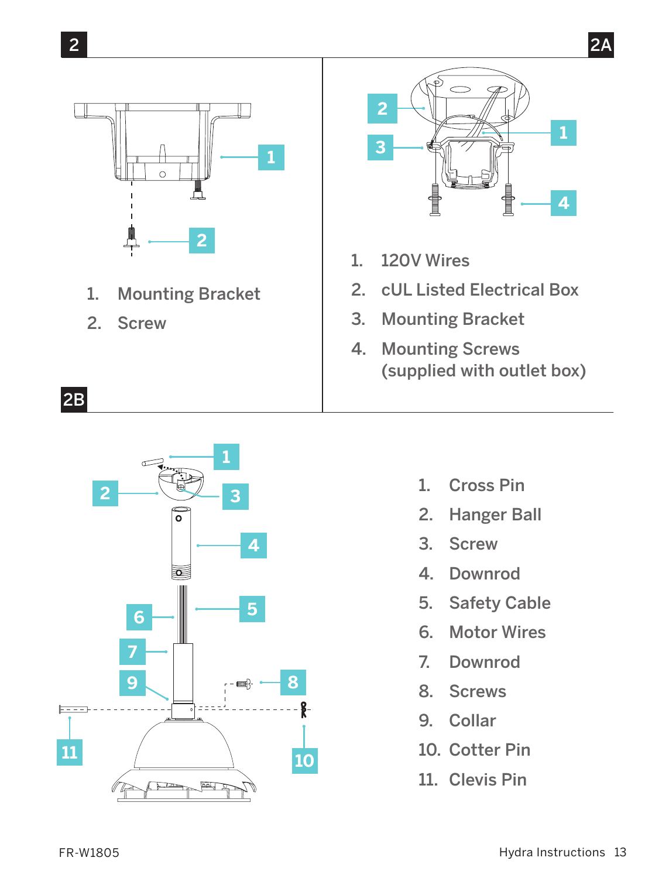## 2

1. Mounting Bracket
2. Screw

## 2A

1. 120V Wires
2. cUL Listed Electrical Box
3. Mounting Bracket
4. Mounting Screws (supplied with outlet box)

## 2B

1. Cross Pin
2. Hanger Ball
3. Screw
4. Downrod
5. Safety Cable
6. Motor Wires
7. Downrod
8. Screws
9. Collar
10. Cotter Pin
11. Clevis Pin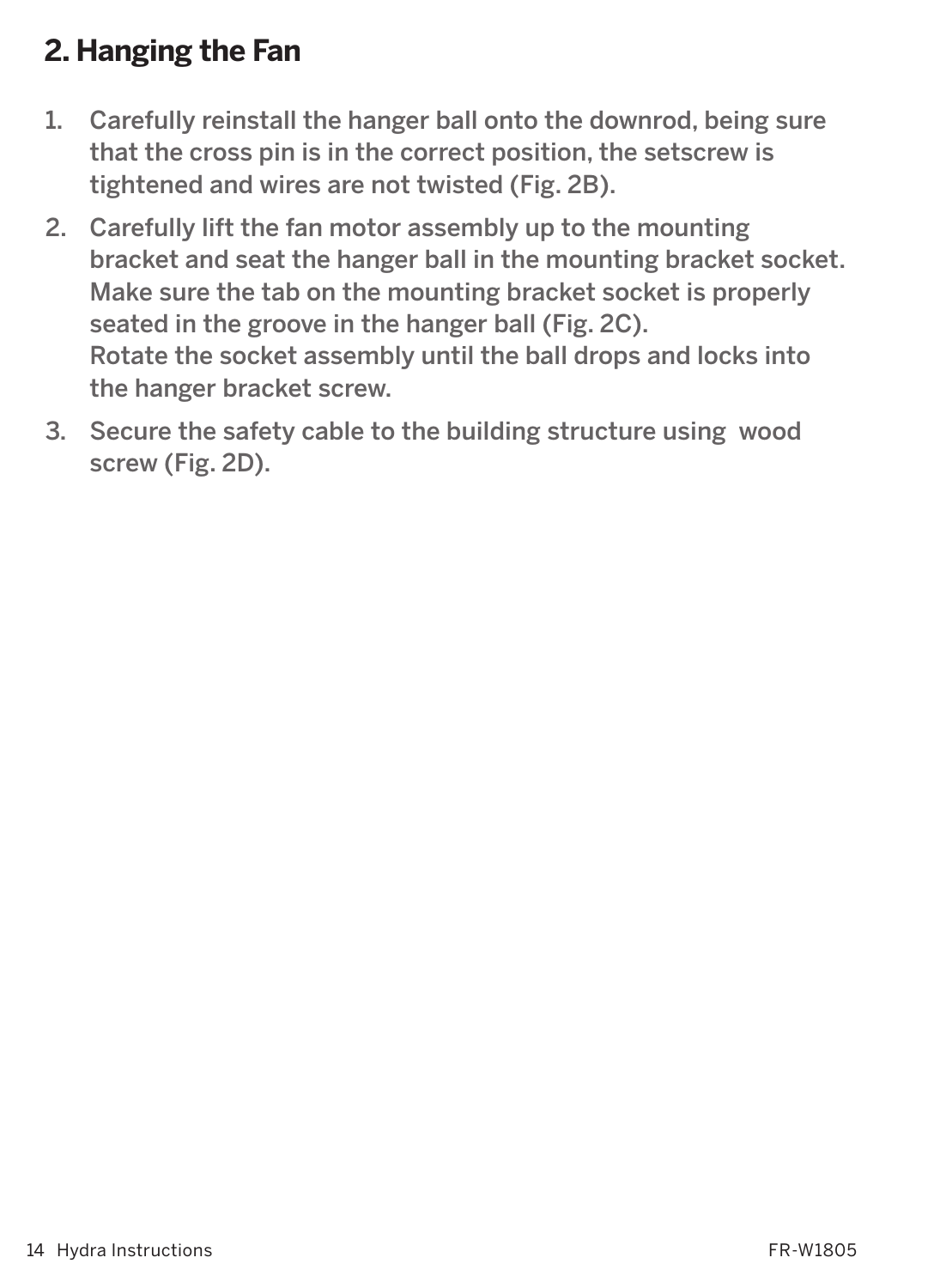## 2. Hanging the Fan

1. Carefully reinstall the hanger ball onto the downrod, being sure that the cross pin is in the correct position, the setscrew is tightened and wires are not twisted (Fig. 2B).
2. Carefully lift the fan motor assembly up to the mounting bracket and seat the hanger ball in the mounting bracket socket. Make sure the tab on the mounting bracket socket is properly seated in the groove in the hanger ball (Fig. 2C).
   Rotate the socket assembly until the ball drops and locks into the hanger bracket screw.
3. Secure the safety cable to the building structure using  wood screw (Fig. 2D).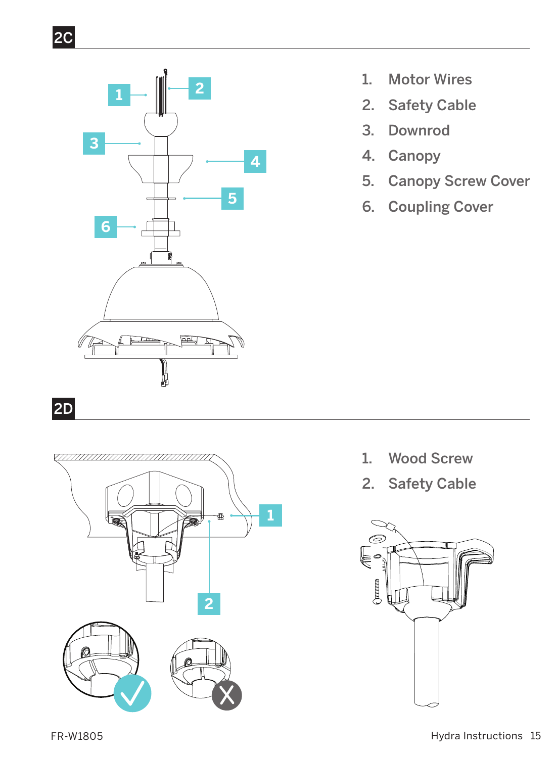## 2C

1. Motor Wires
2. Safety Cable
3. Downrod
4. Canopy
5. Canopy Screw Cover
6. Coupling Cover

## 2D

1. Wood Screw
2. Safety Cable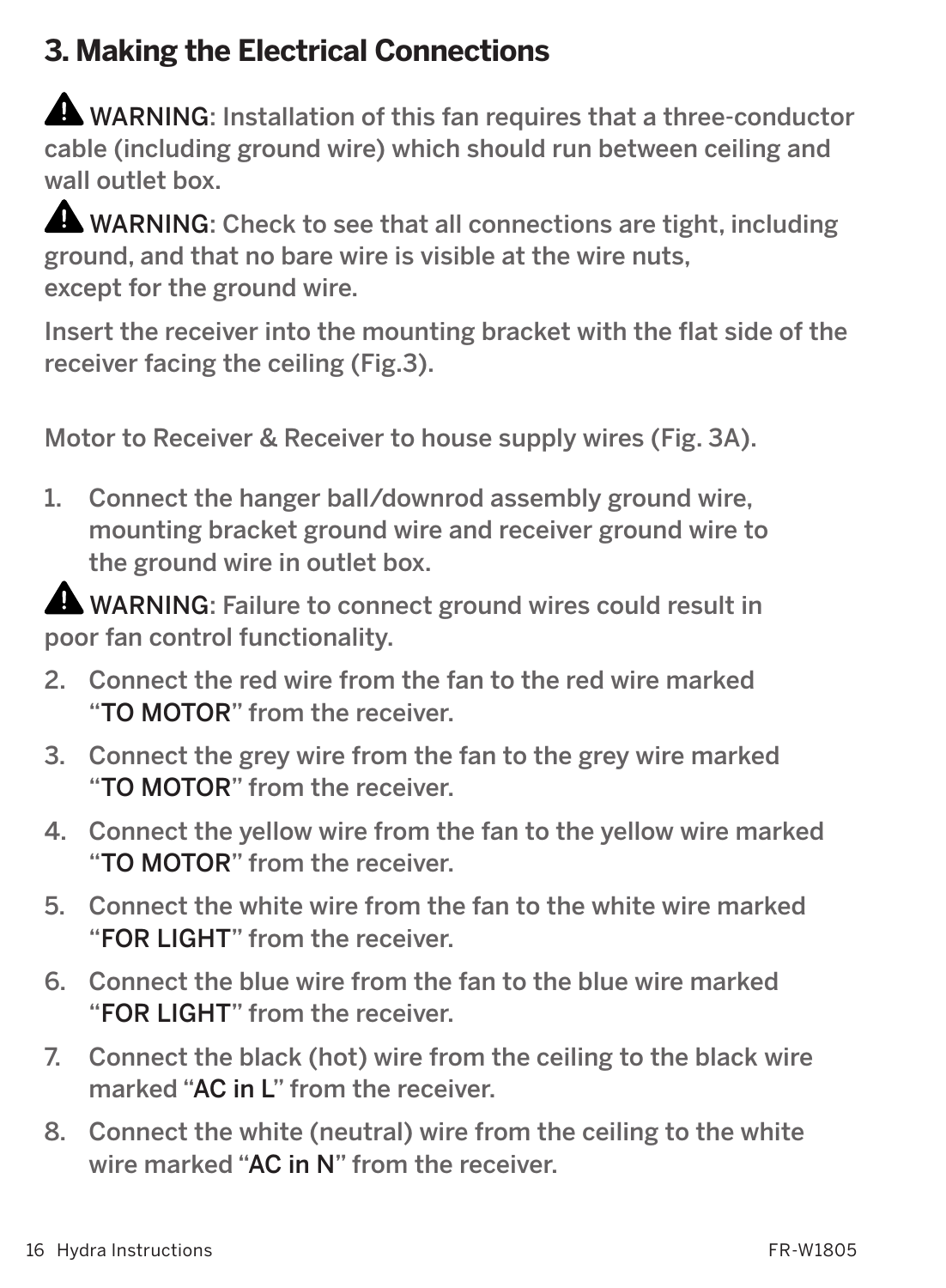## 3. Making the Electrical Connections

⚠ WARNING: Installation of this fan requires that a three-conductor cable (including ground wire) which should run between ceiling and wall outlet box.

⚠ WARNING: Check to see that all connections are tight, including ground, and that no bare wire is visible at the wire nuts, except for the ground wire.

Insert the receiver into the mounting bracket with the flat side of the receiver facing the ceiling (Fig.3).

Motor to Receiver & Receiver to house supply wires (Fig. 3A).

1. Connect the hanger ball/downrod assembly ground wire, mounting bracket ground wire and receiver ground wire to the ground wire in outlet box.

⚠ WARNING: Failure to connect ground wires could result in poor fan control functionality.

2. Connect the red wire from the fan to the red wire marked "TO MOTOR" from the receiver.
3. Connect the grey wire from the fan to the grey wire marked "TO MOTOR" from the receiver.
4. Connect the yellow wire from the fan to the yellow wire marked "TO MOTOR" from the receiver.
5. Connect the white wire from the fan to the white wire marked "FOR LIGHT" from the receiver.
6. Connect the blue wire from the fan to the blue wire marked "FOR LIGHT" from the receiver.
7. Connect the black (hot) wire from the ceiling to the black wire marked "AC in L" from the receiver.
8. Connect the white (neutral) wire from the ceiling to the white wire marked "AC in N" from the receiver.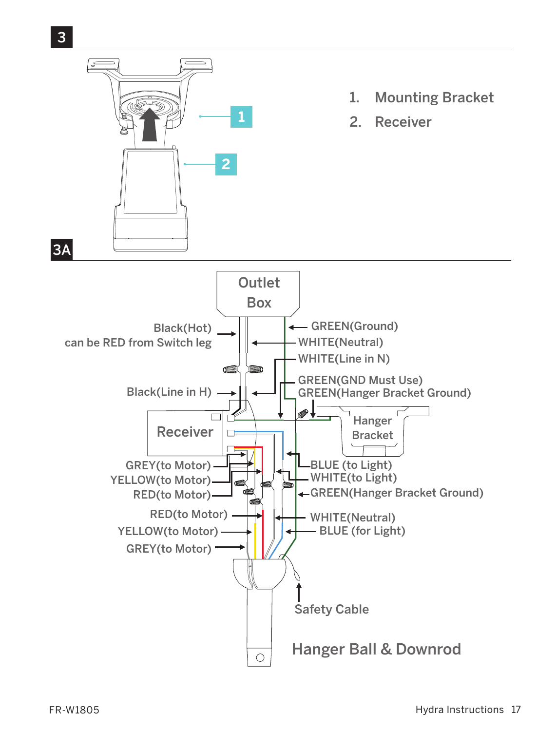## 3

1. Mounting Bracket
2. Receiver

## 3A

Outlet Box

Black(Hot)
can be RED from Switch leg

GREEN(Ground)

WHITE(Neutral)

WHITE(Line in N)

GREEN(GND Must Use)

GREEN(Hanger Bracket Ground)

Black(Line in H)

Receiver

Hanger Bracket

GREY(to Motor)

YELLOW(to Motor)

RED(to Motor)

BLUE (to Light)

WHITE(to Light)

GREEN(Hanger Bracket Ground)

RED(to Motor)

YELLOW(to Motor)

GREY(to Motor)

WHITE(Neutral)

BLUE (for Light)

Safety Cable

Hanger Ball & Downrod

FR-W1805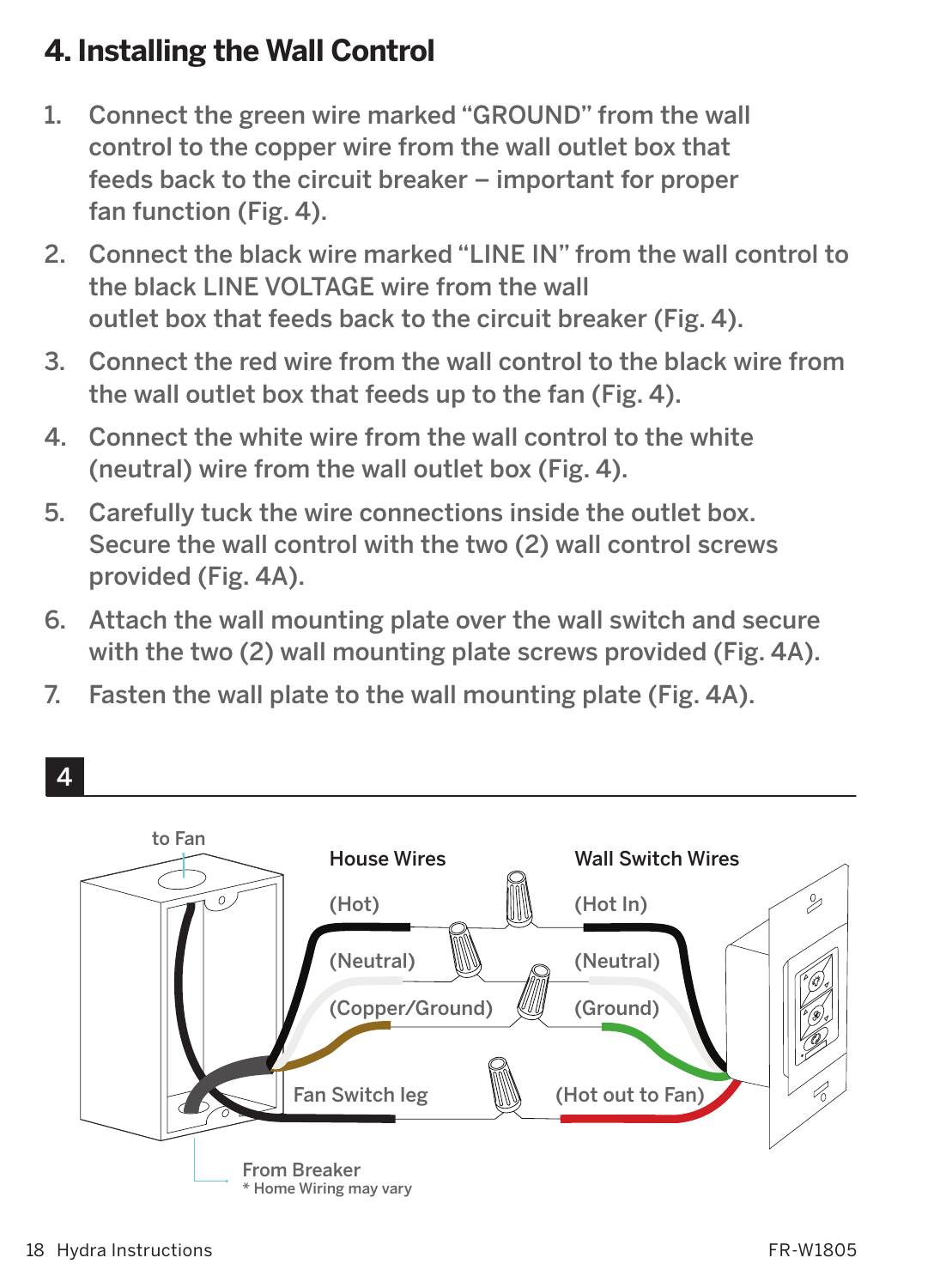## 4. Installing the Wall Control

1. Connect the green wire marked "GROUND" from the wall control to the copper wire from the wall outlet box that feeds back to the circuit breaker – important for proper fan function (Fig. 4).
2. Connect the black wire marked "LINE IN" from the wall control to the black LINE VOLTAGE wire from the wall outlet box that feeds back to the circuit breaker (Fig. 4).
3. Connect the red wire from the wall control to the black wire from the wall outlet box that feeds up to the fan (Fig. 4).
4. Connect the white wire from the wall control to the white (neutral) wire from the wall outlet box (Fig. 4).
5. Carefully tuck the wire connections inside the outlet box. Secure the wall control with the two (2) wall control screws provided (Fig. 4A).
6. Attach the wall mounting plate over the wall switch and secure with the two (2) wall mounting plate screws provided (Fig. 4A).
7. Fasten the wall plate to the wall mounting plate (Fig. 4A).

**4**

to Fan

House Wires: (Hot), (Neutral), (Copper/Ground), Fan Switch leg

Wall Switch Wires: (Hot In), (Neutral), (Ground), (Hot out to Fan)

From Breaker
* Home Wiring may vary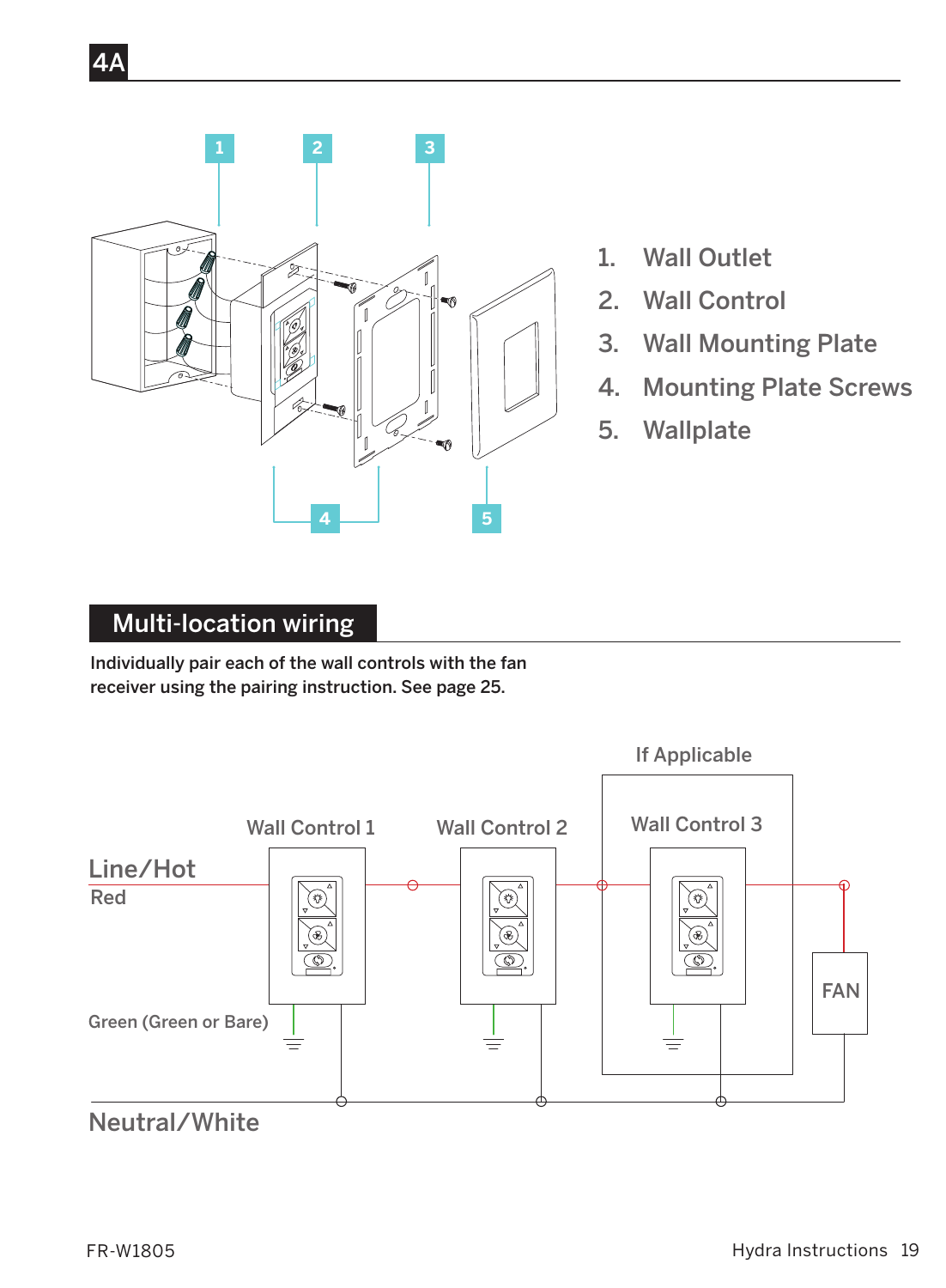## 4A

1. Wall Outlet
2. Wall Control
3. Wall Mounting Plate
4. Mounting Plate Screws
5. Wallplate

## Multi-location wiring

**Individually pair each of the wall controls with the fan receiver using the pairing instruction. See page 25.**

If Applicable

Wall Control 1

Wall Control 2

Wall Control 3

Line/Hot

Red

Green (Green or Bare)

FAN

Neutral/White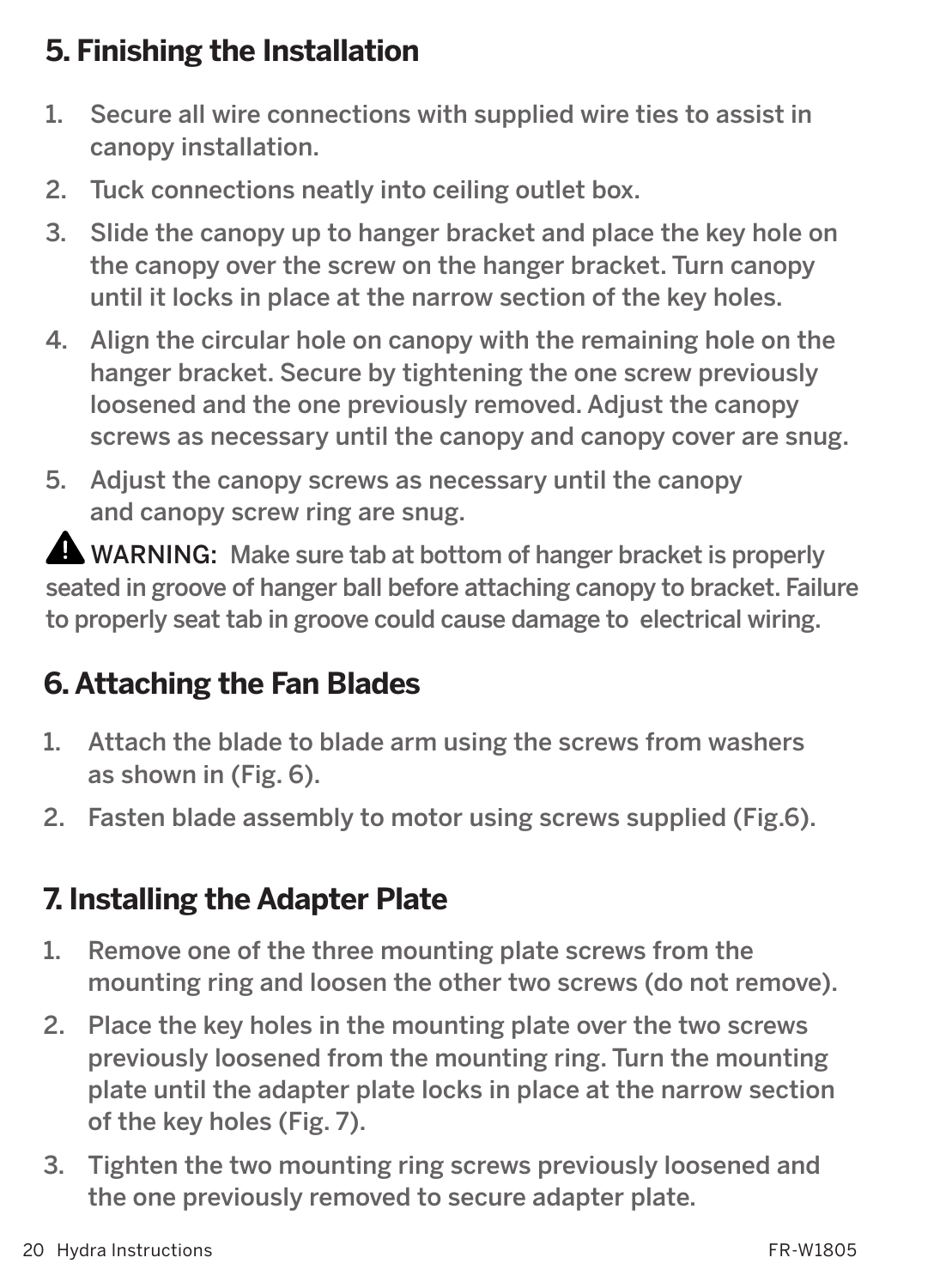## 5. Finishing the Installation

1. Secure all wire connections with supplied wire ties to assist in canopy installation.
2. Tuck connections neatly into ceiling outlet box.
3. Slide the canopy up to hanger bracket and place the key hole on the canopy over the screw on the hanger bracket. Turn canopy until it locks in place at the narrow section of the key holes.
4. Align the circular hole on canopy with the remaining hole on the hanger bracket. Secure by tightening the one screw previously loosened and the one previously removed. Adjust the canopy screws as necessary until the canopy and canopy cover are snug.
5. Adjust the canopy screws as necessary until the canopy and canopy screw ring are snug.

⚠ WARNING: Make sure tab at bottom of hanger bracket is properly seated in groove of hanger ball before attaching canopy to bracket. Failure to properly seat tab in groove could cause damage to electrical wiring.

## 6. Attaching the Fan Blades

1. Attach the blade to blade arm using the screws from washers as shown in (Fig. 6).
2. Fasten blade assembly to motor using screws supplied (Fig.6).

## 7. Installing the Adapter Plate

1. Remove one of the three mounting plate screws from the mounting ring and loosen the other two screws (do not remove).
2. Place the key holes in the mounting plate over the two screws previously loosened from the mounting ring. Turn the mounting plate until the adapter plate locks in place at the narrow section of the key holes (Fig. 7).
3. Tighten the two mounting ring screws previously loosened and the one previously removed to secure adapter plate.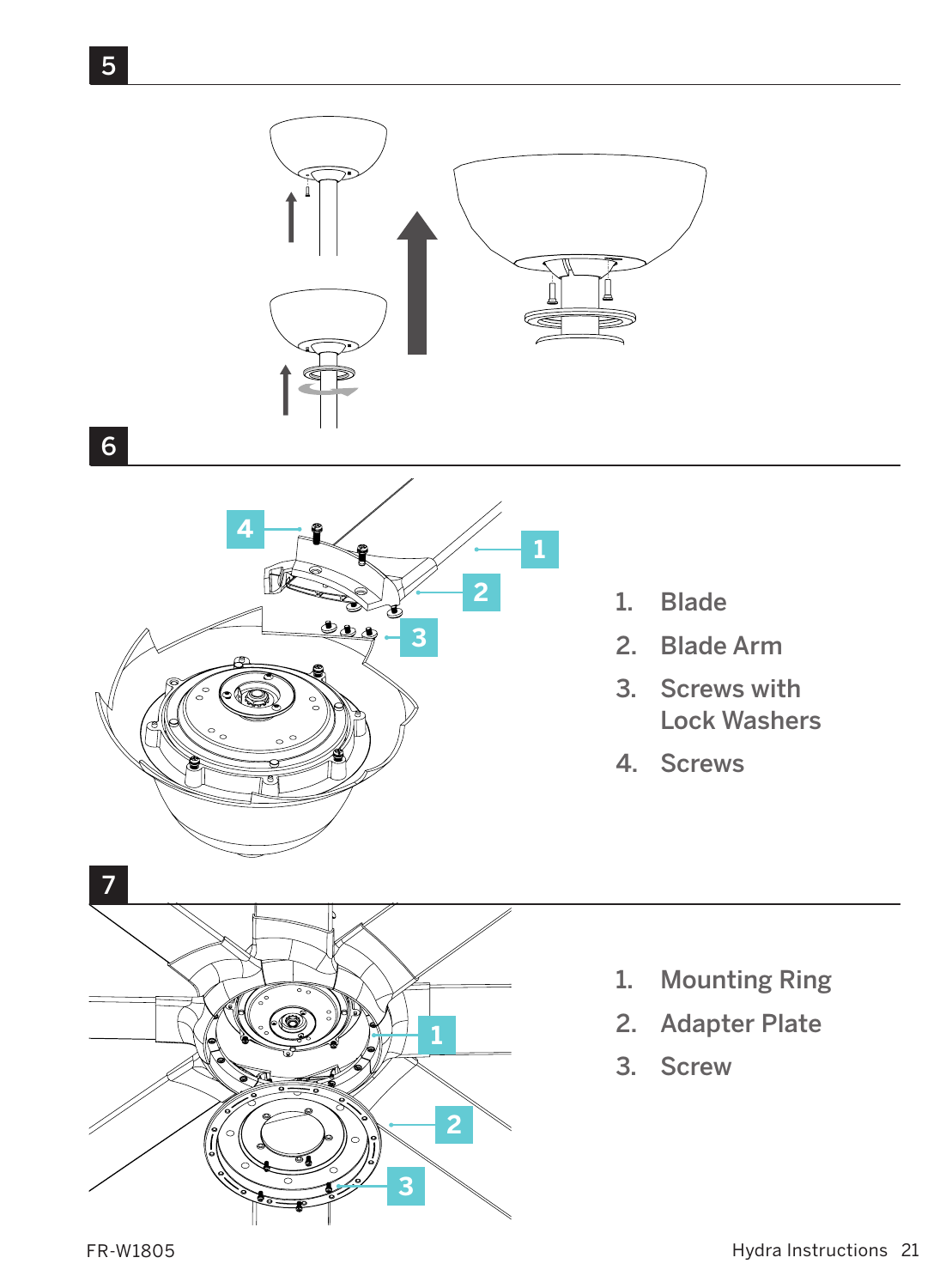## 5

## 6

1. Blade
2. Blade Arm
3. Screws with Lock Washers
4. Screws

## 7

1. Mounting Ring
2. Adapter Plate
3. Screw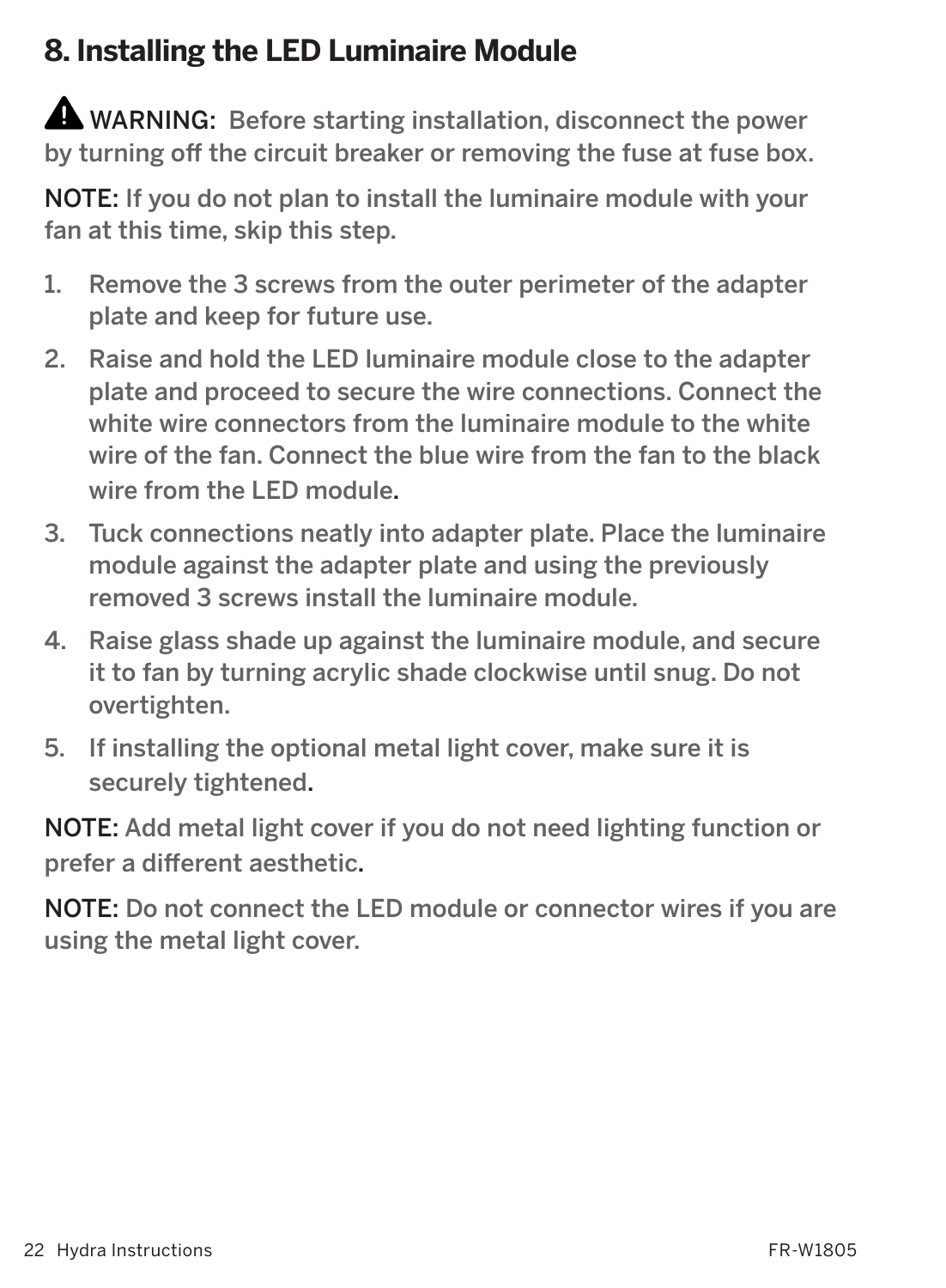## 8. Installing the LED Luminaire Module

⚠ WARNING: Before starting installation, disconnect the power by turning off the circuit breaker or removing the fuse at fuse box.

NOTE: If you do not plan to install the luminaire module with your fan at this time, skip this step.

1. Remove the 3 screws from the outer perimeter of the adapter plate and keep for future use.
2. Raise and hold the LED luminaire module close to the adapter plate and proceed to secure the wire connections. Connect the white wire connectors from the luminaire module to the white wire of the fan. Connect the blue wire from the fan to the black wire from the LED module.
3. Tuck connections neatly into adapter plate. Place the luminaire module against the adapter plate and using the previously removed 3 screws install the luminaire module.
4. Raise glass shade up against the luminaire module, and secure it to fan by turning acrylic shade clockwise until snug. Do not overtighten.
5. If installing the optional metal light cover, make sure it is securely tightened.

NOTE: Add metal light cover if you do not need lighting function or prefer a different aesthetic.

NOTE: Do not connect the LED module or connector wires if you are using the metal light cover.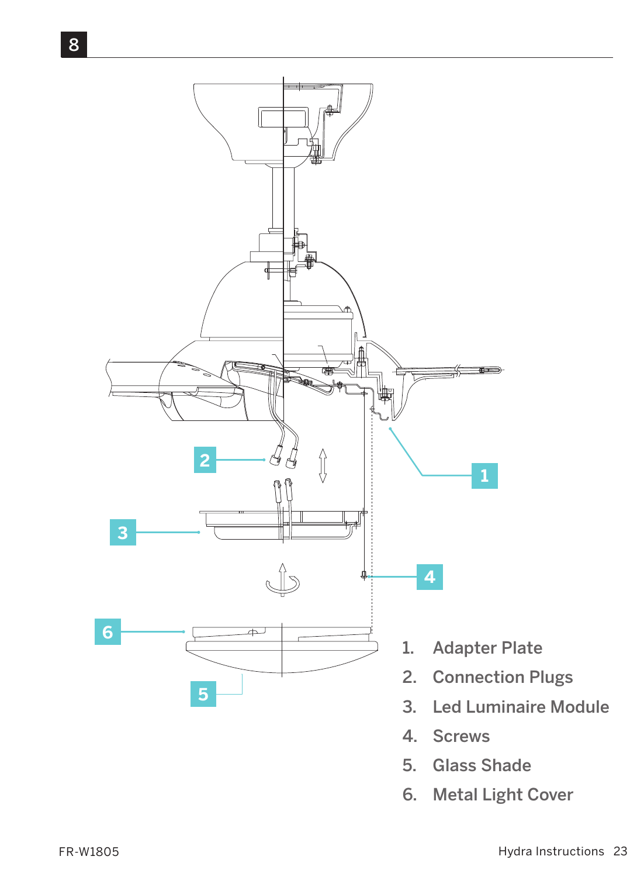8

1. Adapter Plate
2. Connection Plugs
3. Led Luminaire Module
4. Screws
5. Glass Shade
6. Metal Light Cover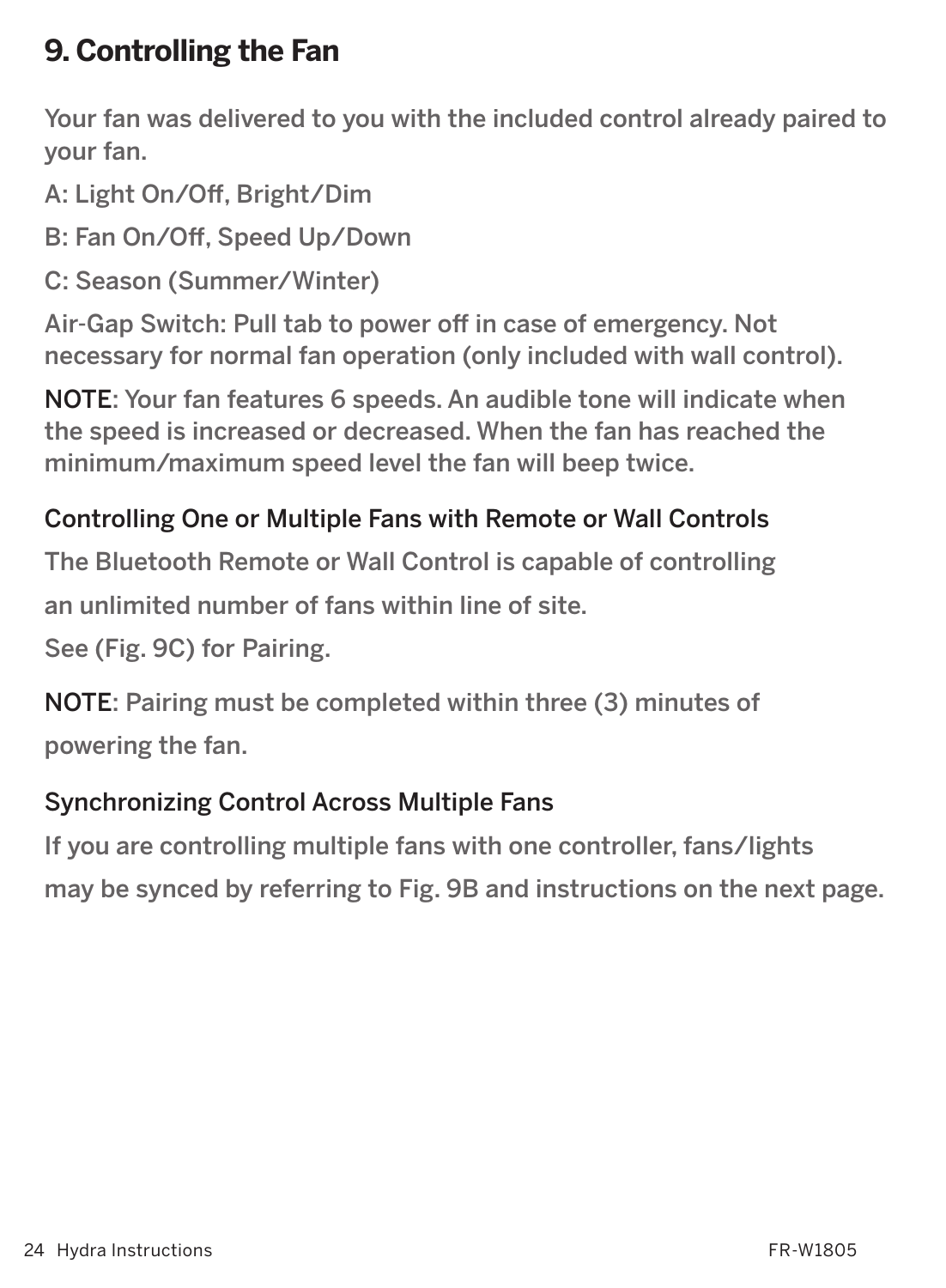# 9. Controlling the Fan

Your fan was delivered to you with the included control already paired to your fan.

A: Light On/Off, Bright/Dim

B: Fan On/Off, Speed Up/Down

C: Season (Summer/Winter)

Air-Gap Switch: Pull tab to power off in case of emergency. Not necessary for normal fan operation (only included with wall control).

**NOTE**: Your fan features 6 speeds. An audible tone will indicate when the speed is increased or decreased. When the fan has reached the minimum/maximum speed level the fan will beep twice.

### Controlling One or Multiple Fans with Remote or Wall Controls

The Bluetooth Remote or Wall Control is capable of controlling an unlimited number of fans within line of site.

See (Fig. 9C) for Pairing.

**NOTE**: Pairing must be completed within three (3) minutes of powering the fan.

### Synchronizing Control Across Multiple Fans

If you are controlling multiple fans with one controller, fans/lights may be synced by referring to Fig. 9B and instructions on the next page.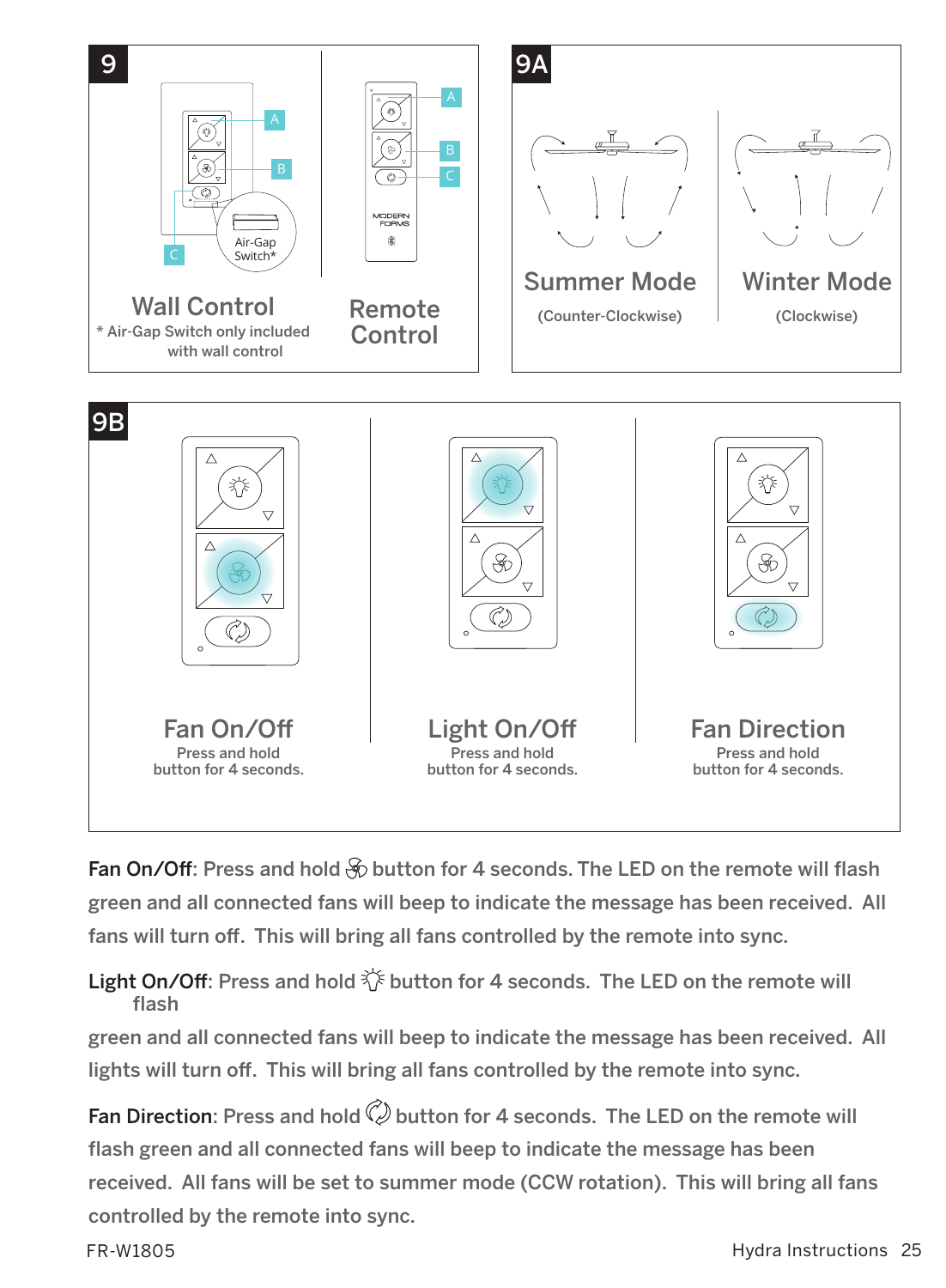## 9

A

B

C

Air-Gap Switch*

**Wall Control**

* Air-Gap Switch only included with wall control

A

B

C

MODERN FORMS

**Remote Control**

## 9A

**Summer Mode**

(Counter-Clockwise)

**Winter Mode**

(Clockwise)

## 9B

**Fan On/Off**

Press and hold button for 4 seconds.

**Light On/Off**

Press and hold button for 4 seconds.

**Fan Direction**

Press and hold button for 4 seconds.

**Fan On/Off**: Press and hold button for 4 seconds. The LED on the remote will flash green and all connected fans will beep to indicate the message has been received. All fans will turn off. This will bring all fans controlled by the remote into sync.

**Light On/Off**: Press and hold button for 4 seconds. The LED on the remote will flash green and all connected fans will beep to indicate the message has been received. All lights will turn off. This will bring all fans controlled by the remote into sync.

**Fan Direction**: Press and hold button for 4 seconds. The LED on the remote will flash green and all connected fans will beep to indicate the message has been received. All fans will be set to summer mode (CCW rotation). This will bring all fans controlled by the remote into sync.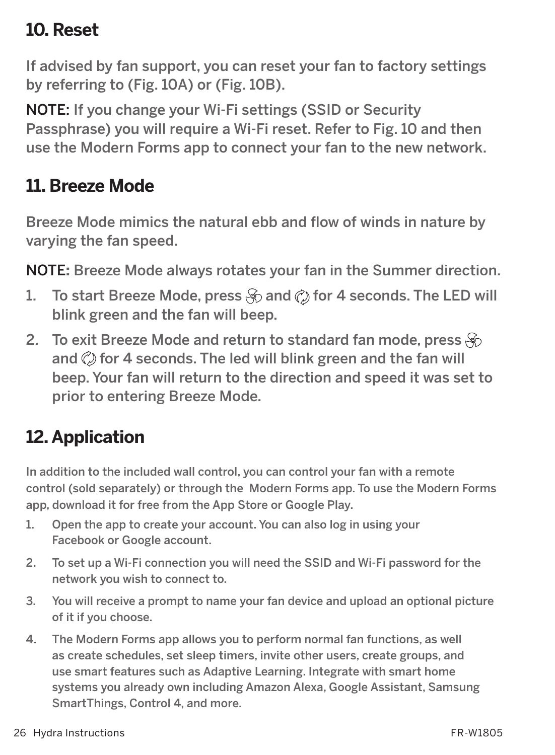## 10. Reset

If advised by fan support, you can reset your fan to factory settings by referring to (Fig. 10A) or (Fig. 10B).

NOTE: If you change your Wi-Fi settings (SSID or Security Passphrase) you will require a Wi-Fi reset. Refer to Fig. 10 and then use the Modern Forms app to connect your fan to the new network.

## 11. Breeze Mode

Breeze Mode mimics the natural ebb and flow of winds in nature by varying the fan speed.

NOTE: Breeze Mode always rotates your fan in the Summer direction.

1. To start Breeze Mode, press and for 4 seconds. The LED will blink green and the fan will beep.
2. To exit Breeze Mode and return to standard fan mode, press and for 4 seconds. The led will blink green and the fan will beep. Your fan will return to the direction and speed it was set to prior to entering Breeze Mode.

## 12. Application

In addition to the included wall control, you can control your fan with a remote control (sold separately) or through the Modern Forms app. To use the Modern Forms app, download it for free from the App Store or Google Play.

1. Open the app to create your account. You can also log in using your Facebook or Google account.
2. To set up a Wi-Fi connection you will need the SSID and Wi-Fi password for the network you wish to connect to.
3. You will receive a prompt to name your fan device and upload an optional picture of it if you choose.
4. The Modern Forms app allows you to perform normal fan functions, as well as create schedules, set sleep timers, invite other users, create groups, and use smart features such as Adaptive Learning. Integrate with smart home systems you already own including Amazon Alexa, Google Assistant, Samsung SmartThings, Control 4, and more.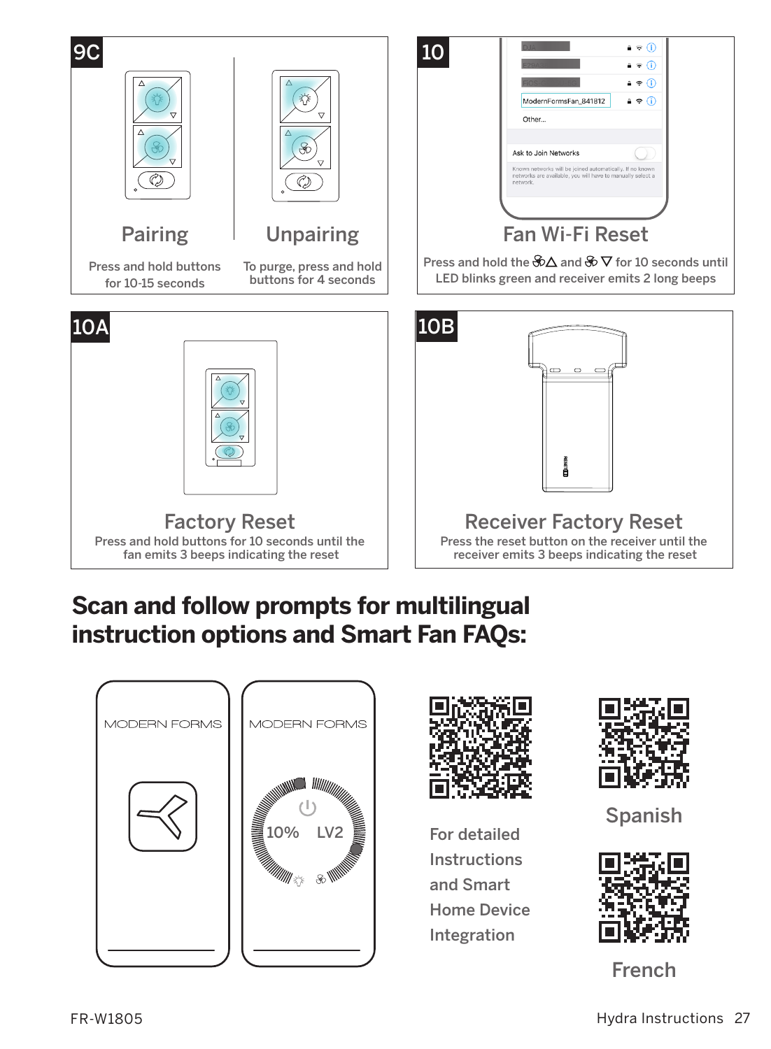## 9C

### Pairing

Press and hold buttons for 10-15 seconds

### Unpairing

To purge, press and hold buttons for 4 seconds

## 10

### Fan Wi-Fi Reset

Press and hold the fan △ and fan ▽ for 10 seconds until LED blinks green and receiver emits 2 long beeps

## 10A

### Factory Reset

Press and hold buttons for 10 seconds until the fan emits 3 beeps indicating the reset

## 10B

### Receiver Factory Reset

Press the reset button on the receiver until the receiver emits 3 beeps indicating the reset

## Scan and follow prompts for multilingual instruction options and Smart Fan FAQs:

For detailed Instructions and Smart Home Device Integration

Spanish

French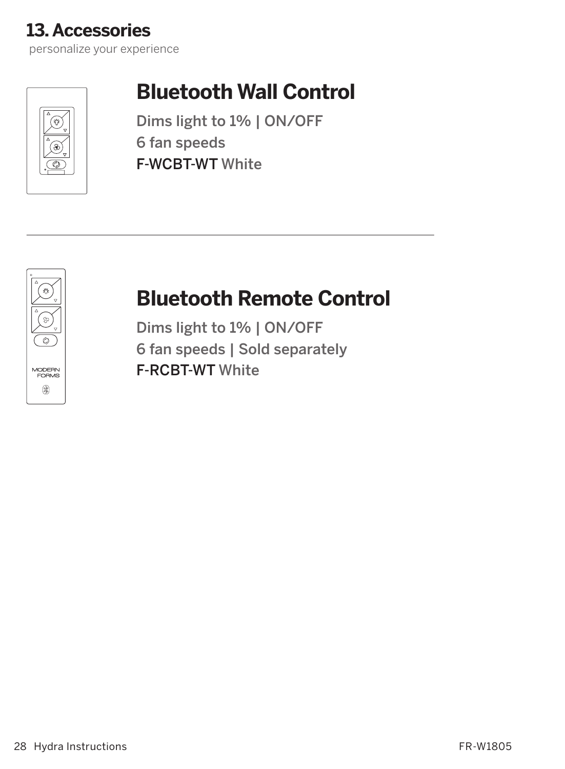## 13. Accessories

personalize your experience

### Bluetooth Wall Control

Dims light to 1% | ON/OFF
6 fan speeds
F-WCBT-WT White

---

### Bluetooth Remote Control

Dims light to 1% | ON/OFF
6 fan speeds | Sold separately
F-RCBT-WT White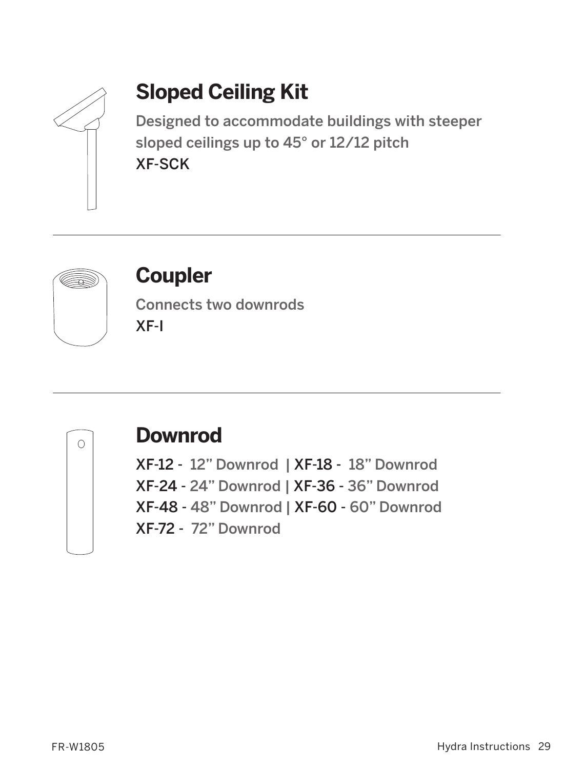## Sloped Ceiling Kit

Designed to accommodate buildings with steeper sloped ceilings up to 45° or 12/12 pitch

XF-SCK

## Coupler

Connects two downrods

XF-I

## Downrod

XF-12 - 12" Downrod | XF-18 - 18" Downrod

XF-24 - 24" Downrod | XF-36 - 36" Downrod

XF-48 - 48" Downrod | XF-60 - 60" Downrod

XF-72 - 72" Downrod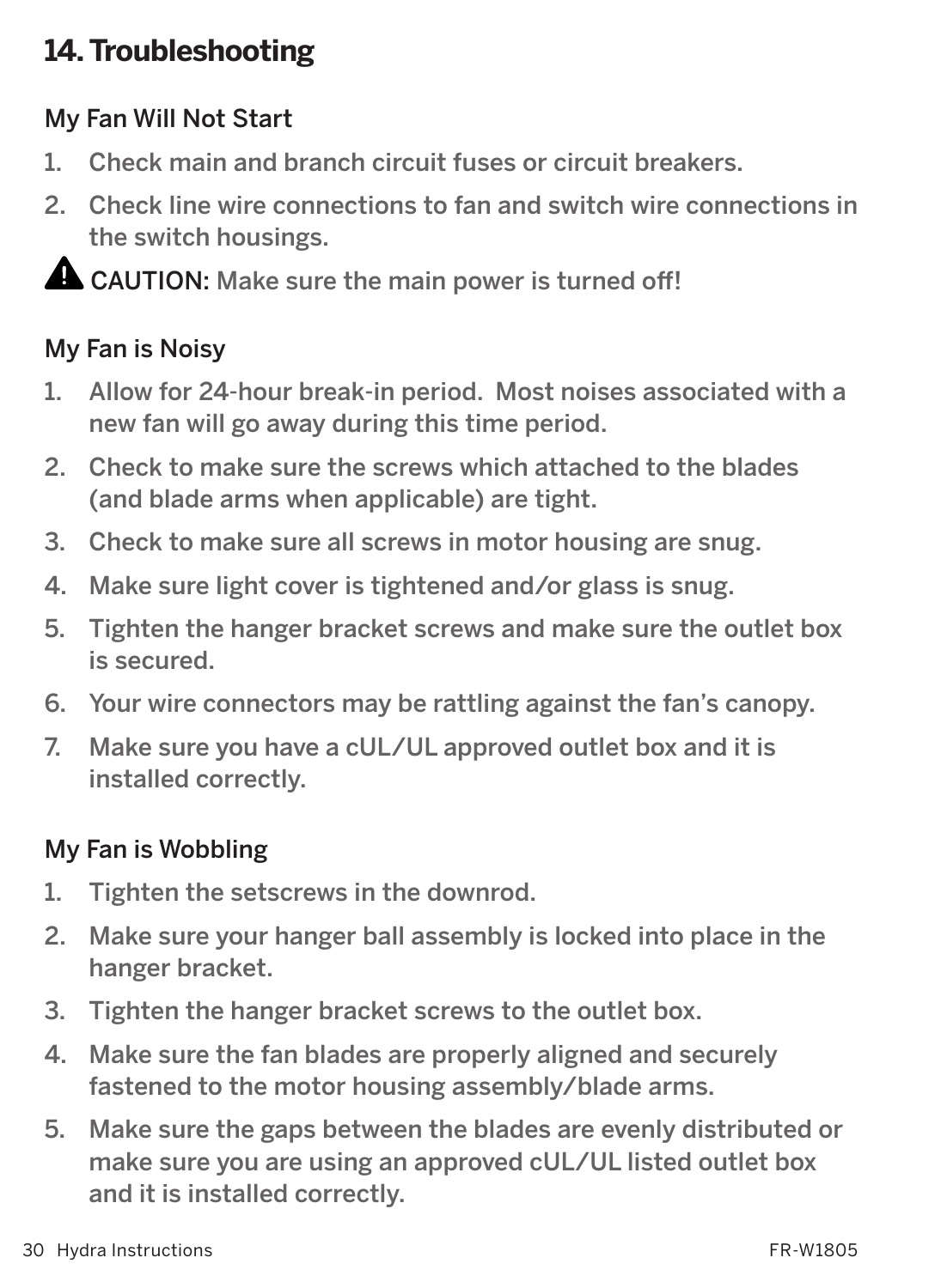## 14. Troubleshooting

### My Fan Will Not Start

1. Check main and branch circuit fuses or circuit breakers.
2. Check line wire connections to fan and switch wire connections in the switch housings.

⚠ **CAUTION:** Make sure the main power is turned off!

### My Fan is Noisy

1. Allow for 24-hour break-in period. Most noises associated with a new fan will go away during this time period.
2. Check to make sure the screws which attached to the blades (and blade arms when applicable) are tight.
3. Check to make sure all screws in motor housing are snug.
4. Make sure light cover is tightened and/or glass is snug.
5. Tighten the hanger bracket screws and make sure the outlet box is secured.
6. Your wire connectors may be rattling against the fan's canopy.
7. Make sure you have a cUL/UL approved outlet box and it is installed correctly.

### My Fan is Wobbling

1. Tighten the setscrews in the downrod.
2. Make sure your hanger ball assembly is locked into place in the hanger bracket.
3. Tighten the hanger bracket screws to the outlet box.
4. Make sure the fan blades are properly aligned and securely fastened to the motor housing assembly/blade arms.
5. Make sure the gaps between the blades are evenly distributed or make sure you are using an approved cUL/UL listed outlet box and it is installed correctly.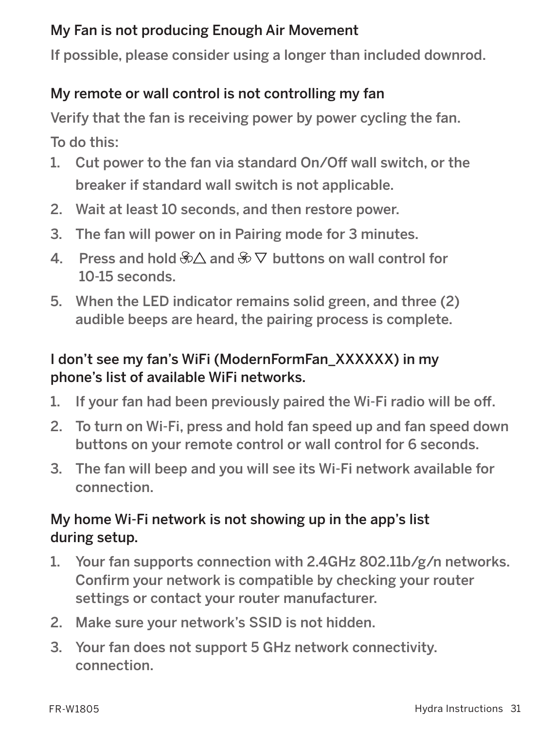### My Fan is not producing Enough Air Movement

If possible, please consider using a longer than included downrod.

### My remote or wall control is not controlling my fan

Verify that the fan is receiving power by power cycling the fan.

To do this:

1. Cut power to the fan via standard On/Off wall switch, or the breaker if standard wall switch is not applicable.
2. Wait at least 10 seconds, and then restore power.
3. The fan will power on in Pairing mode for 3 minutes.
4. Press and hold fan △ and fan ▽ buttons on wall control for 10-15 seconds.
5. When the LED indicator remains solid green, and three (2) audible beeps are heard, the pairing process is complete.

### I don't see my fan's WiFi (ModernFormFan_XXXXXX) in my phone's list of available WiFi networks.

1. If your fan had been previously paired the Wi-Fi radio will be off.
2. To turn on Wi-Fi, press and hold fan speed up and fan speed down buttons on your remote control or wall control for 6 seconds.
3. The fan will beep and you will see its Wi-Fi network available for connection.

### My home Wi-Fi network is not showing up in the app's list during setup.

1. Your fan supports connection with 2.4GHz 802.11b/g/n networks. Confirm your network is compatible by checking your router settings or contact your router manufacturer.
2. Make sure your network's SSID is not hidden.
3. Your fan does not support 5 GHz network connectivity. connection.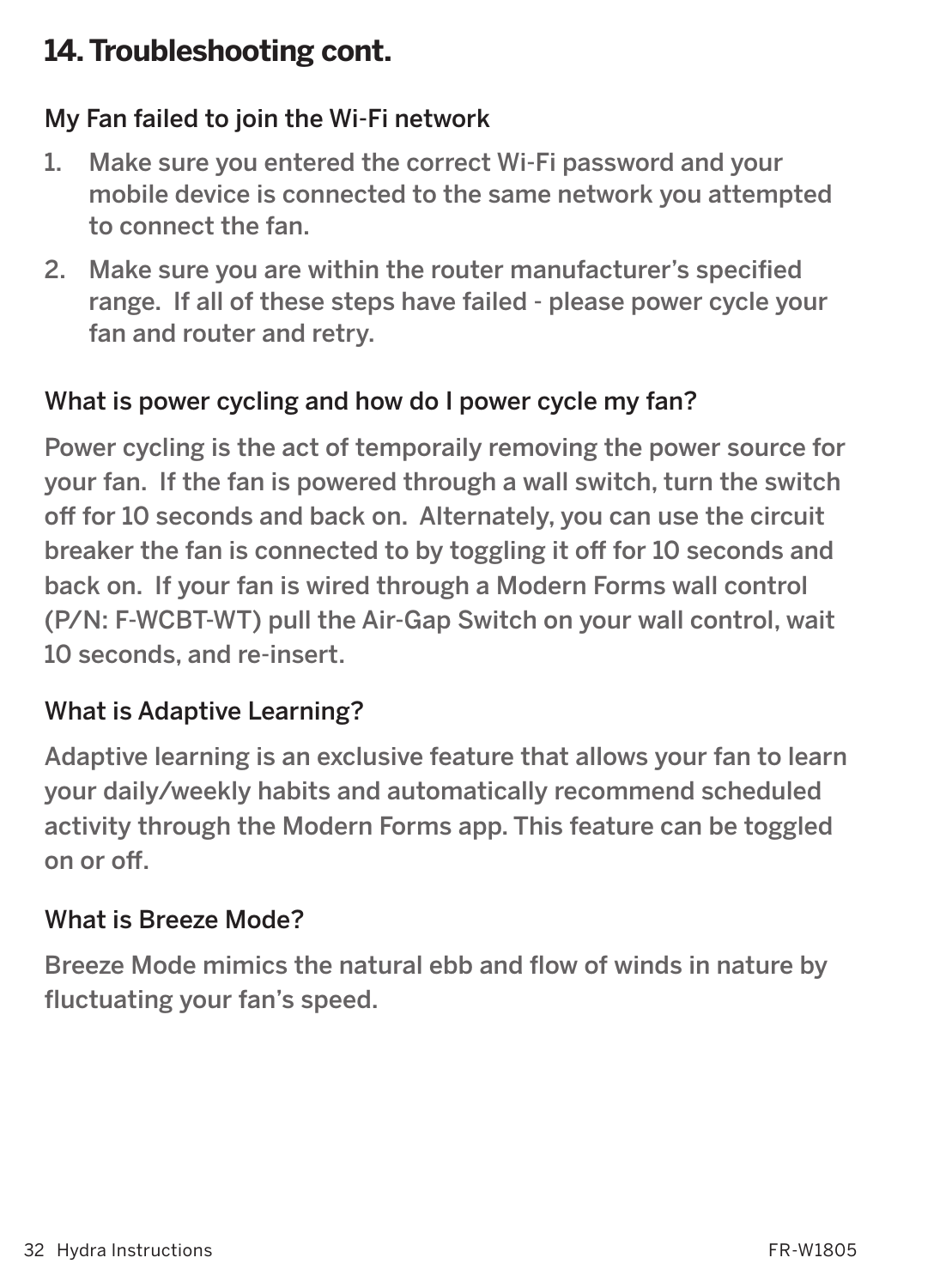## 14. Troubleshooting cont.

### My Fan failed to join the Wi-Fi network

1. Make sure you entered the correct Wi-Fi password and your mobile device is connected to the same network you attempted to connect the fan.
2. Make sure you are within the router manufacturer's specified range. If all of these steps have failed - please power cycle your fan and router and retry.

### What is power cycling and how do I power cycle my fan?

Power cycling is the act of temporaily removing the power source for your fan. If the fan is powered through a wall switch, turn the switch off for 10 seconds and back on. Alternately, you can use the circuit breaker the fan is connected to by toggling it off for 10 seconds and back on. If your fan is wired through a Modern Forms wall control (P/N: F-WCBT-WT) pull the Air-Gap Switch on your wall control, wait 10 seconds, and re-insert.

### What is Adaptive Learning?

Adaptive learning is an exclusive feature that allows your fan to learn your daily/weekly habits and automatically recommend scheduled activity through the Modern Forms app. This feature can be toggled on or off.

### What is Breeze Mode?

Breeze Mode mimics the natural ebb and flow of winds in nature by fluctuating your fan's speed.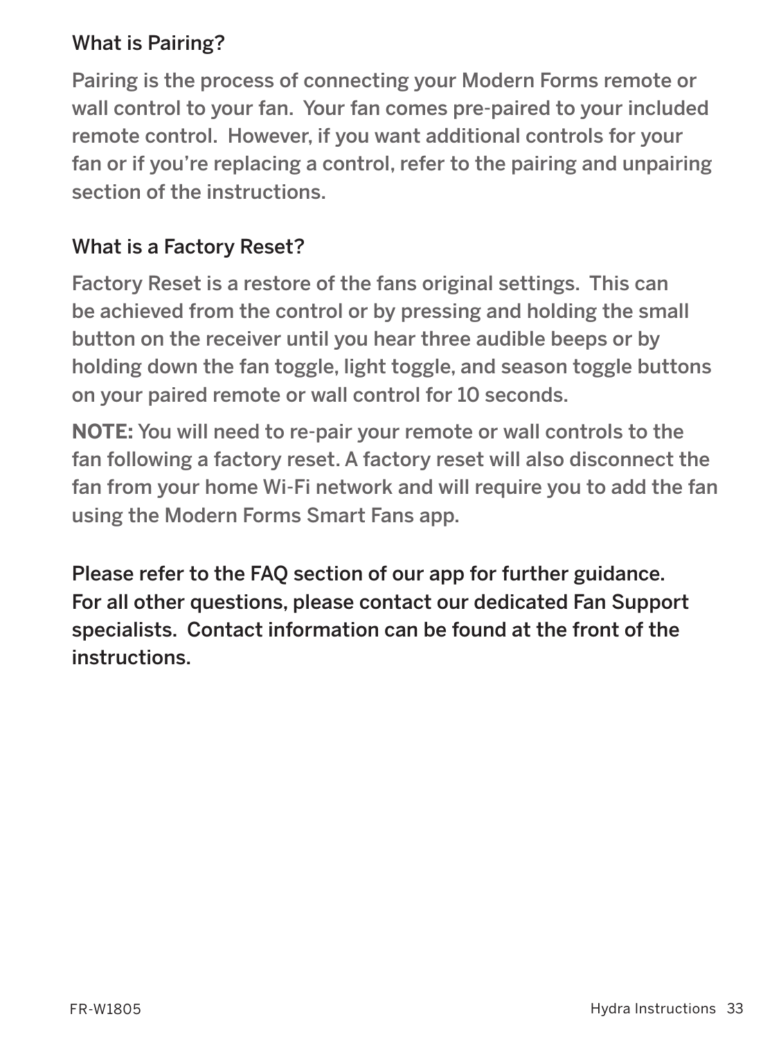### What is Pairing?

Pairing is the process of connecting your Modern Forms remote or wall control to your fan. Your fan comes pre-paired to your included remote control. However, if you want additional controls for your fan or if you're replacing a control, refer to the pairing and unpairing section of the instructions.

### What is a Factory Reset?

Factory Reset is a restore of the fans original settings. This can be achieved from the control or by pressing and holding the small button on the receiver until you hear three audible beeps or by holding down the fan toggle, light toggle, and season toggle buttons on your paired remote or wall control for 10 seconds.

**NOTE:** You will need to re-pair your remote or wall controls to the fan following a factory reset. A factory reset will also disconnect the fan from your home Wi-Fi network and will require you to add the fan using the Modern Forms Smart Fans app.

Please refer to the FAQ section of our app for further guidance. For all other questions, please contact our dedicated Fan Support specialists. Contact information can be found at the front of the instructions.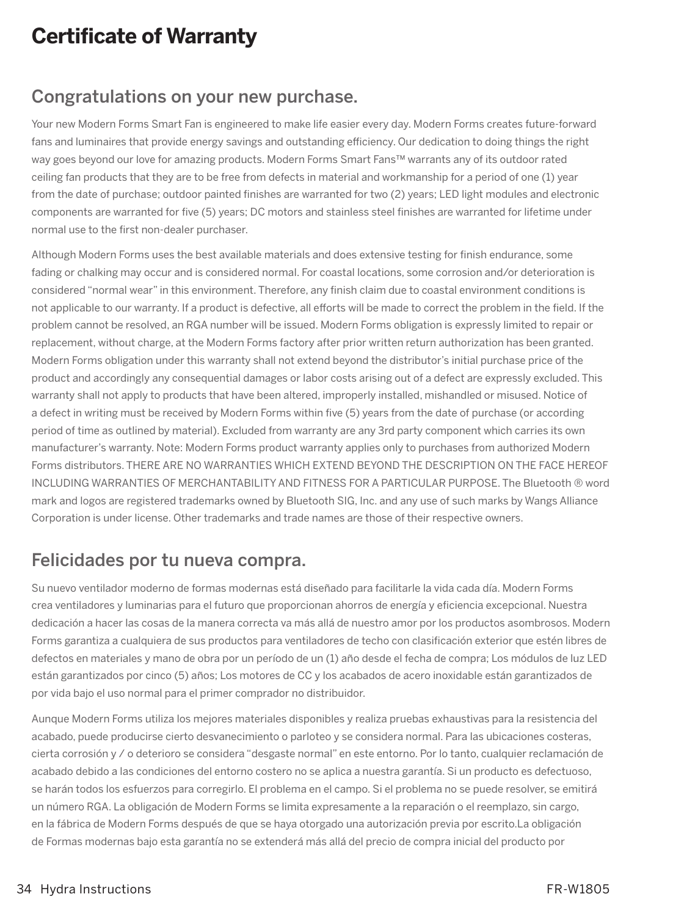# Certificate of Warranty

## Congratulations on your new purchase.

Your new Modern Forms Smart Fan is engineered to make life easier every day. Modern Forms creates future-forward fans and luminaires that provide energy savings and outstanding efficiency. Our dedication to doing things the right way goes beyond our love for amazing products. Modern Forms Smart Fans™ warrants any of its outdoor rated ceiling fan products that they are to be free from defects in material and workmanship for a period of one (1) year from the date of purchase; outdoor painted finishes are warranted for two (2) years; LED light modules and electronic components are warranted for five (5) years; DC motors and stainless steel finishes are warranted for lifetime under normal use to the first non-dealer purchaser.

Although Modern Forms uses the best available materials and does extensive testing for finish endurance, some fading or chalking may occur and is considered normal. For coastal locations, some corrosion and/or deterioration is considered "normal wear" in this environment. Therefore, any finish claim due to coastal environment conditions is not applicable to our warranty. If a product is defective, all efforts will be made to correct the problem in the field. If the problem cannot be resolved, an RGA number will be issued. Modern Forms obligation is expressly limited to repair or replacement, without charge, at the Modern Forms factory after prior written return authorization has been granted. Modern Forms obligation under this warranty shall not extend beyond the distributor's initial purchase price of the product and accordingly any consequential damages or labor costs arising out of a defect are expressly excluded. This warranty shall not apply to products that have been altered, improperly installed, mishandled or misused. Notice of a defect in writing must be received by Modern Forms within five (5) years from the date of purchase (or according period of time as outlined by material). Excluded from warranty are any 3rd party component which carries its own manufacturer's warranty. Note: Modern Forms product warranty applies only to purchases from authorized Modern Forms distributors. THERE ARE NO WARRANTIES WHICH EXTEND BEYOND THE DESCRIPTION ON THE FACE HEREOF INCLUDING WARRANTIES OF MERCHANTABILITY AND FITNESS FOR A PARTICULAR PURPOSE. The Bluetooth ® word mark and logos are registered trademarks owned by Bluetooth SIG, Inc. and any use of such marks by Wangs Alliance Corporation is under license. Other trademarks and trade names are those of their respective owners.

## Felicidades por tu nueva compra.

Su nuevo ventilador moderno de formas modernas está diseñado para facilitarle la vida cada día. Modern Forms crea ventiladores y luminarias para el futuro que proporcionan ahorros de energía y eficiencia excepcional. Nuestra dedicación a hacer las cosas de la manera correcta va más allá de nuestro amor por los productos asombrosos. Modern Forms garantiza a cualquiera de sus productos para ventiladores de techo con clasificación exterior que estén libres de defectos en materiales y mano de obra por un período de un (1) año desde el fecha de compra; Los módulos de luz LED están garantizados por cinco (5) años; Los motores de CC y los acabados de acero inoxidable están garantizados de por vida bajo el uso normal para el primer comprador no distribuidor.

Aunque Modern Forms utiliza los mejores materiales disponibles y realiza pruebas exhaustivas para la resistencia del acabado, puede producirse cierto desvanecimiento o parloteo y se considera normal. Para las ubicaciones costeras, cierta corrosión y / o deterioro se considera "desgaste normal" en este entorno. Por lo tanto, cualquier reclamación de acabado debido a las condiciones del entorno costero no se aplica a nuestra garantía. Si un producto es defectuoso, se harán todos los esfuerzos para corregirlo. El problema en el campo. Si el problema no se puede resolver, se emitirá un número RGA. La obligación de Modern Forms se limita expresamente a la reparación o el reemplazo, sin cargo, en la fábrica de Modern Forms después de que se haya otorgado una autorización previa por escrito.La obligación de Formas modernas bajo esta garantía no se extenderá más allá del precio de compra inicial del producto por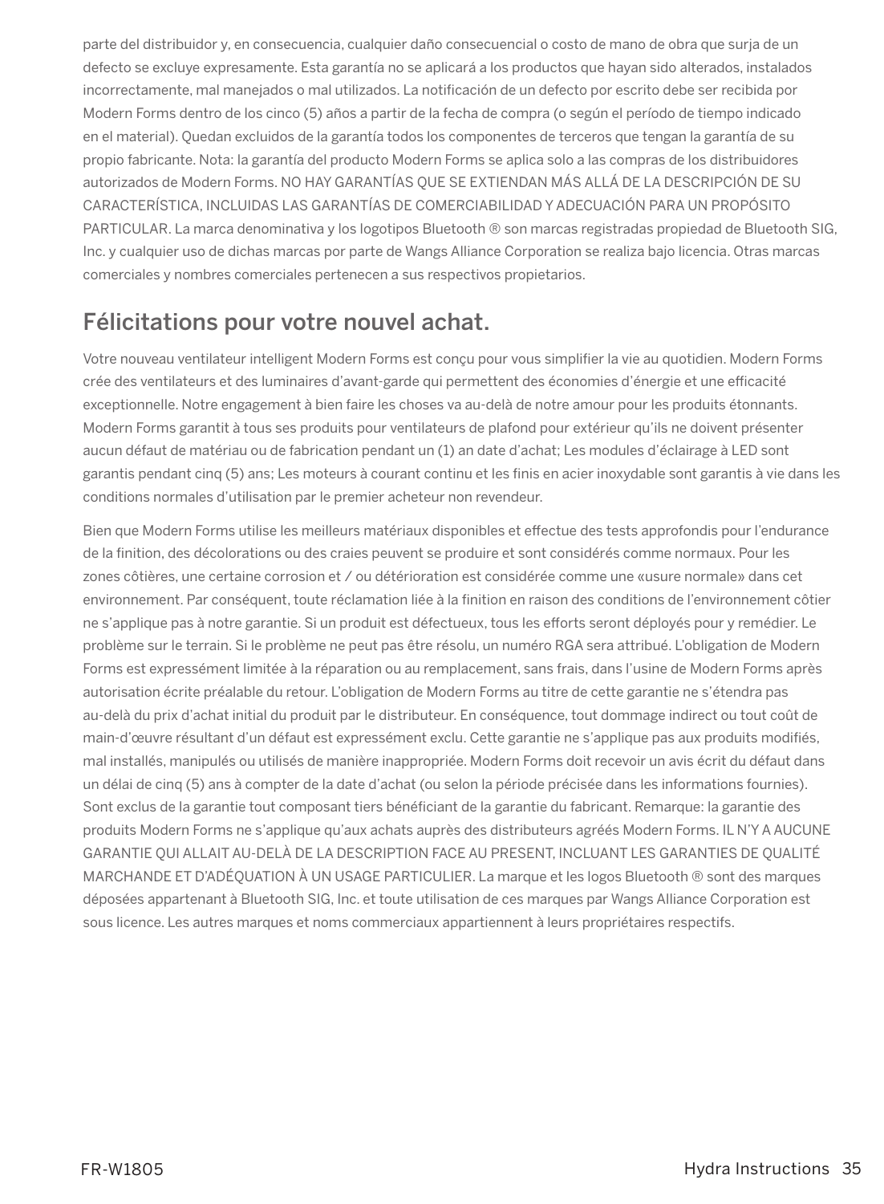parte del distribuidor y, en consecuencia, cualquier daño consecuencial o costo de mano de obra que surja de un defecto se excluye expresamente. Esta garantía no se aplicará a los productos que hayan sido alterados, instalados incorrectamente, mal manejados o mal utilizados. La notificación de un defecto por escrito debe ser recibida por Modern Forms dentro de los cinco (5) años a partir de la fecha de compra (o según el período de tiempo indicado en el material). Quedan excluidos de la garantía todos los componentes de terceros que tengan la garantía de su propio fabricante. Nota: la garantía del producto Modern Forms se aplica solo a las compras de los distribuidores autorizados de Modern Forms. NO HAY GARANTÍAS QUE SE EXTIENDAN MÁS ALLÁ DE LA DESCRIPCIÓN DE SU CARACTERÍSTICA, INCLUIDAS LAS GARANTÍAS DE COMERCIABILIDAD Y ADECUACIÓN PARA UN PROPÓSITO PARTICULAR. La marca denominativa y los logotipos Bluetooth ® son marcas registradas propiedad de Bluetooth SIG, Inc. y cualquier uso de dichas marcas por parte de Wangs Alliance Corporation se realiza bajo licencia. Otras marcas comerciales y nombres comerciales pertenecen a sus respectivos propietarios.

## Félicitations pour votre nouvel achat.

Votre nouveau ventilateur intelligent Modern Forms est conçu pour vous simplifier la vie au quotidien. Modern Forms crée des ventilateurs et des luminaires d'avant-garde qui permettent des économies d'énergie et une efficacité exceptionnelle. Notre engagement à bien faire les choses va au-delà de notre amour pour les produits étonnants. Modern Forms garantit à tous ses produits pour ventilateurs de plafond pour extérieur qu'ils ne doivent présenter aucun défaut de matériau ou de fabrication pendant un (1) an date d'achat; Les modules d'éclairage à LED sont garantis pendant cinq (5) ans; Les moteurs à courant continu et les finis en acier inoxydable sont garantis à vie dans les conditions normales d'utilisation par le premier acheteur non revendeur.

Bien que Modern Forms utilise les meilleurs matériaux disponibles et effectue des tests approfondis pour l'endurance de la finition, des décolorations ou des craies peuvent se produire et sont considérés comme normaux. Pour les zones côtières, une certaine corrosion et / ou détérioration est considérée comme une «usure normale» dans cet environnement. Par conséquent, toute réclamation liée à la finition en raison des conditions de l'environnement côtier ne s'applique pas à notre garantie. Si un produit est défectueux, tous les efforts seront déployés pour y remédier. Le problème sur le terrain. Si le problème ne peut pas être résolu, un numéro RGA sera attribué. L'obligation de Modern Forms est expressément limitée à la réparation ou au remplacement, sans frais, dans l'usine de Modern Forms après autorisation écrite préalable du retour. L'obligation de Modern Forms au titre de cette garantie ne s'étendra pas au-delà du prix d'achat initial du produit par le distributeur. En conséquence, tout dommage indirect ou tout coût de main-d'œuvre résultant d'un défaut est expressément exclu. Cette garantie ne s'applique pas aux produits modifiés, mal installés, manipulés ou utilisés de manière inappropriée. Modern Forms doit recevoir un avis écrit du défaut dans un délai de cinq (5) ans à compter de la date d'achat (ou selon la période précisée dans les informations fournies). Sont exclus de la garantie tout composant tiers bénéficiant de la garantie du fabricant. Remarque: la garantie des produits Modern Forms ne s'applique qu'aux achats auprès des distributeurs agréés Modern Forms. IL N'Y A AUCUNE GARANTIE QUI ALLAIT AU-DELÀ DE LA DESCRIPTION FACE AU PRESENT, INCLUANT LES GARANTIES DE QUALITÉ MARCHANDE ET D'ADÉQUATION À UN USAGE PARTICULIER. La marque et les logos Bluetooth ® sont des marques déposées appartenant à Bluetooth SIG, Inc. et toute utilisation de ces marques par Wangs Alliance Corporation est sous licence. Les autres marques et noms commerciaux appartiennent à leurs propriétaires respectifs.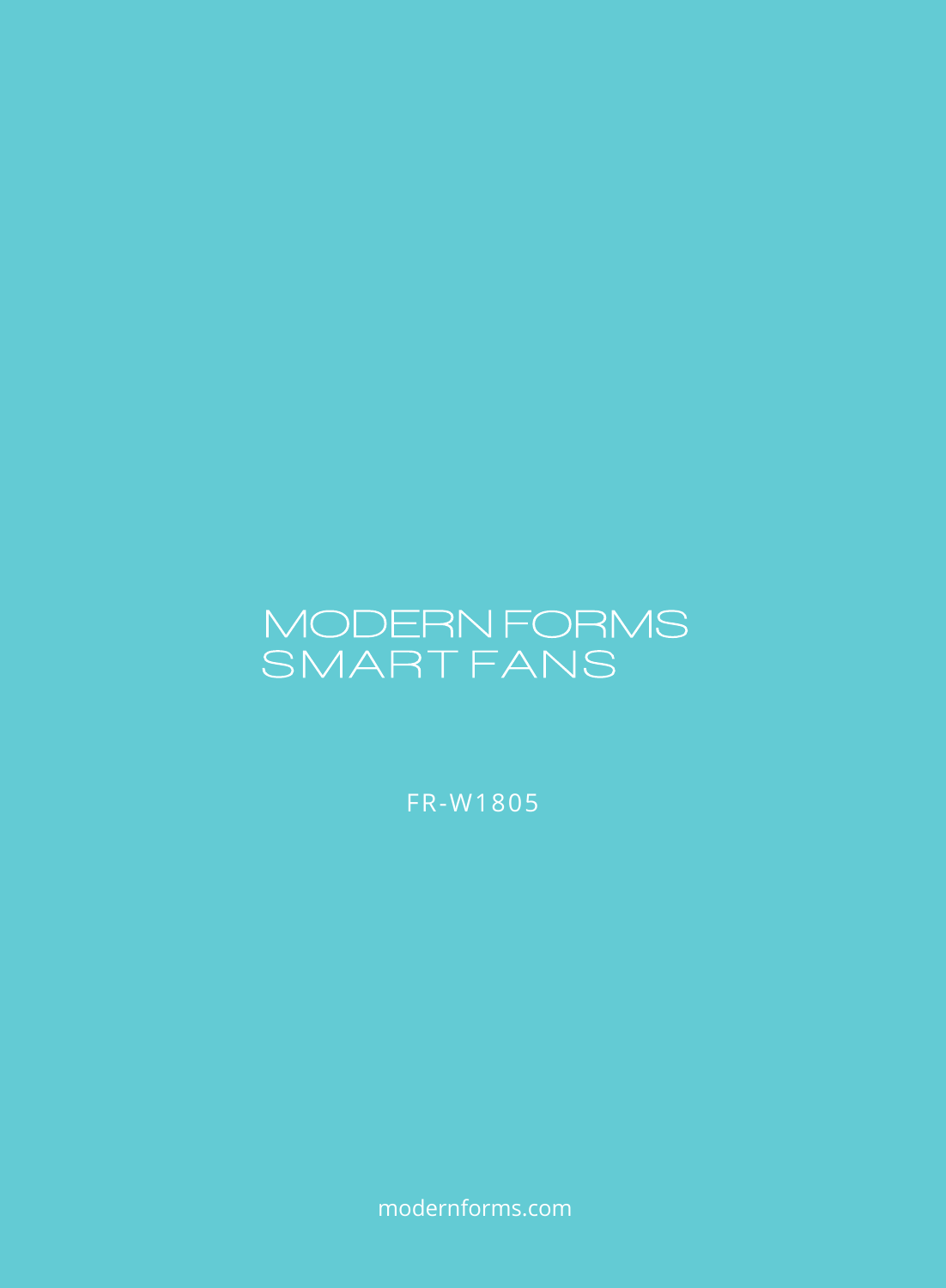# MODERN FORMS SMART FANS

FR-W1805

modernforms.com